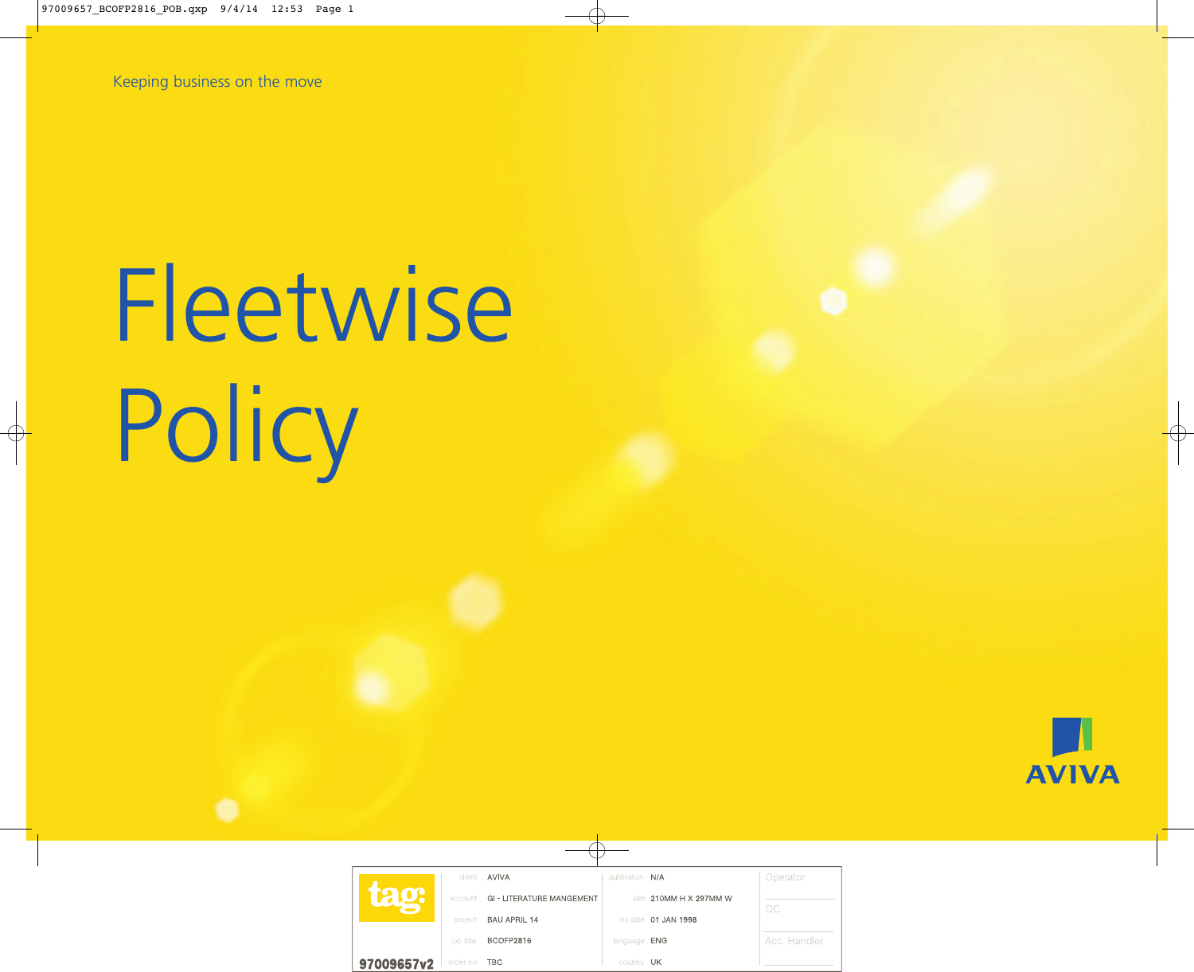Keeping business on the move

# Fleetwise Policy

AVIVA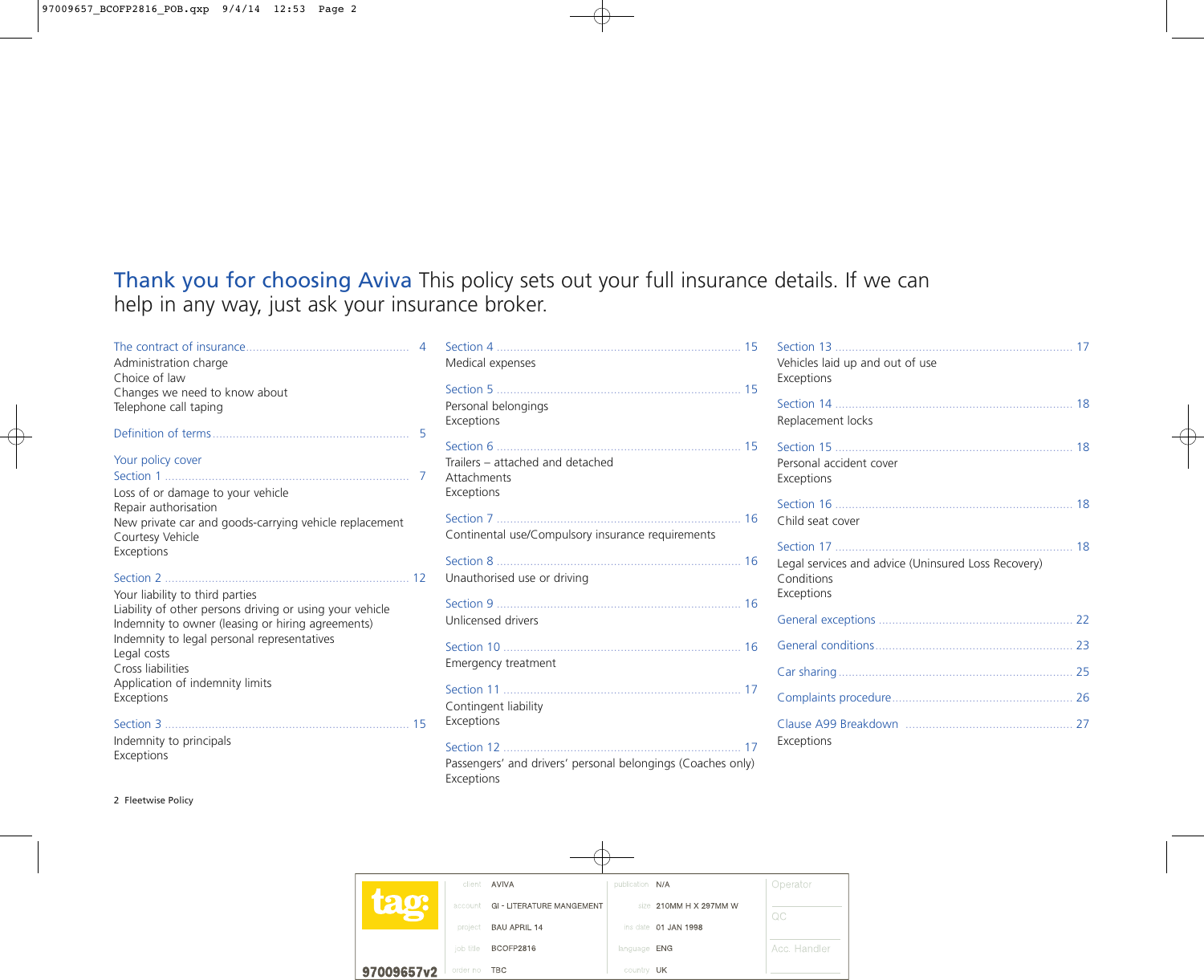# Thank you for choosing Aviva This policy sets out your full insurance details. If we can help in any way, just ask your insurance broker.

The contract of insurance ........ 4
- Administration charge
- Choice of law
- Changes we need to know about
- Telephone call taping

Definition of terms ........ 5

Your policy cover

Section 1 ........ 7
- Loss of or damage to your vehicle
- Repair authorisation
- New private car and goods-carrying vehicle replacement
- Courtesy Vehicle
- Exceptions

Section 2 ........ 12
- Your liability to third parties
- Liability of other persons driving or using your vehicle
- Indemnity to owner (leasing or hiring agreements)
- Indemnity to legal personal representatives
- Legal costs
- Cross liabilities
- Application of indemnity limits
- Exceptions

Section 3 ........ 15
- Indemnity to principals
- Exceptions

Section 4 ........ 15
- Medical expenses

Section 5 ........ 15
- Personal belongings
- Exceptions

Section 6 ........ 15
- Trailers – attached and detached
- Attachments
- Exceptions

Section 7 ........ 16
- Continental use/Compulsory insurance requirements

Section 8 ........ 16
- Unauthorised use or driving

Section 9 ........ 16
- Unlicensed drivers

Section 10 ........ 16
- Emergency treatment

Section 11 ........ 17
- Contingent liability
- Exceptions

Section 12 ........ 17
- Passengers' and drivers' personal belongings (Coaches only)
- Exceptions

Section 13 ........ 17
- Vehicles laid up and out of use
- Exceptions

Section 14 ........ 18
- Replacement locks

Section 15 ........ 18
- Personal accident cover
- Exceptions

Section 16 ........ 18
- Child seat cover

Section 17 ........ 18
- Legal services and advice (Uninsured Loss Recovery)
- Conditions
- Exceptions

General exceptions ........ 22

General conditions ........ 23

Car sharing ........ 25

Complaints procedure ........ 26

Clause A99 Breakdown ........ 27
- Exceptions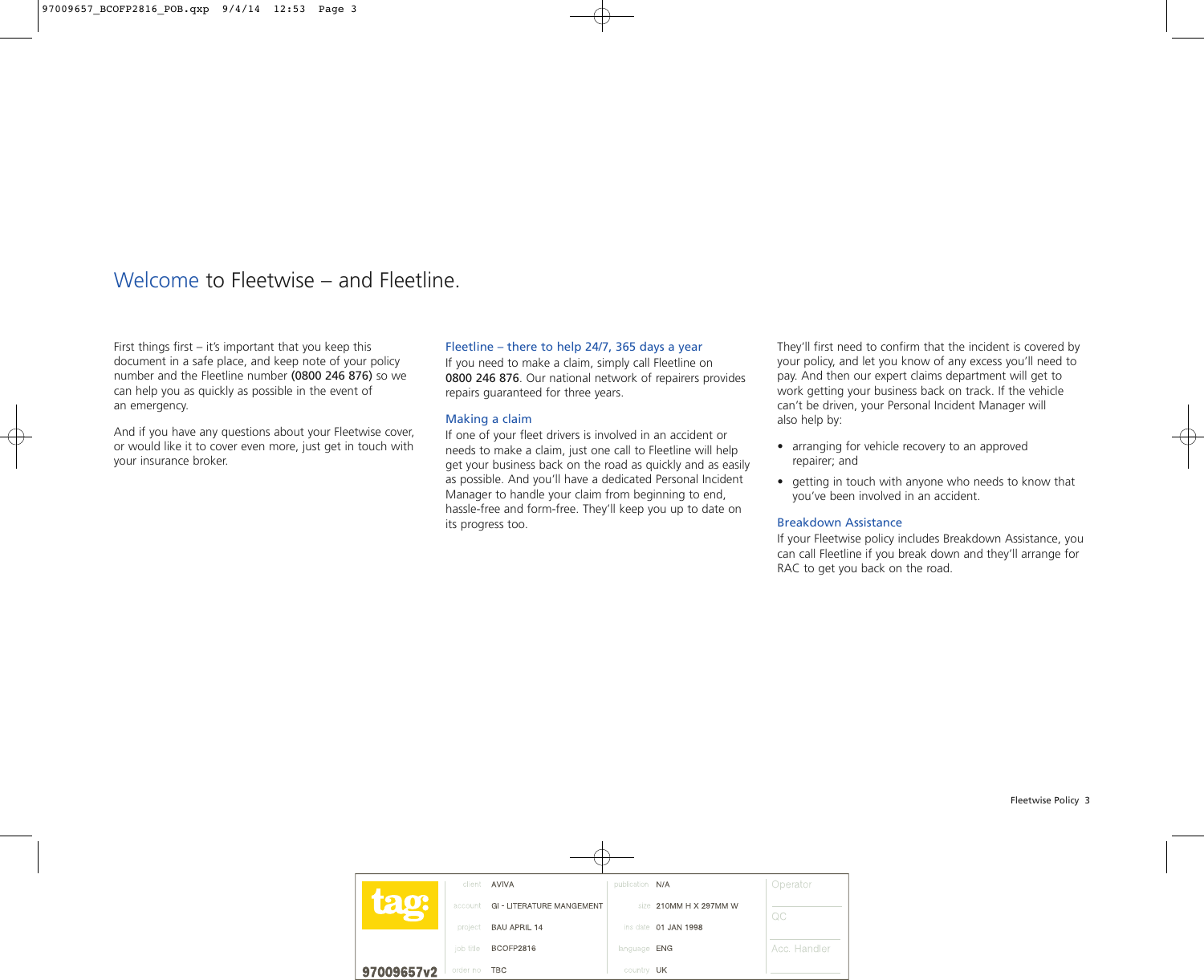# Welcome to Fleetwise – and Fleetline.

First things first – it's important that you keep this document in a safe place, and keep note of your policy number and the Fleetline number **(0800 246 876)** so we can help you as quickly as possible in the event of an emergency.

And if you have any questions about your Fleetwise cover, or would like it to cover even more, just get in touch with your insurance broker.

## Fleetline – there to help 24/7, 365 days a year

If you need to make a claim, simply call Fleetline on **0800 246 876**. Our national network of repairers provides repairs guaranteed for three years.

## Making a claim

If one of your fleet drivers is involved in an accident or needs to make a claim, just one call to Fleetline will help get your business back on the road as quickly and as easily as possible. And you'll have a dedicated Personal Incident Manager to handle your claim from beginning to end, hassle-free and form-free. They'll keep you up to date on its progress too.

They'll first need to confirm that the incident is covered by your policy, and let you know of any excess you'll need to pay. And then our expert claims department will get to work getting your business back on track. If the vehicle can't be driven, your Personal Incident Manager will also help by:

- arranging for vehicle recovery to an approved repairer; and
- getting in touch with anyone who needs to know that you've been involved in an accident.

## Breakdown Assistance

If your Fleetwise policy includes Breakdown Assistance, you can call Fleetline if you break down and they'll arrange for RAC to get you back on the road.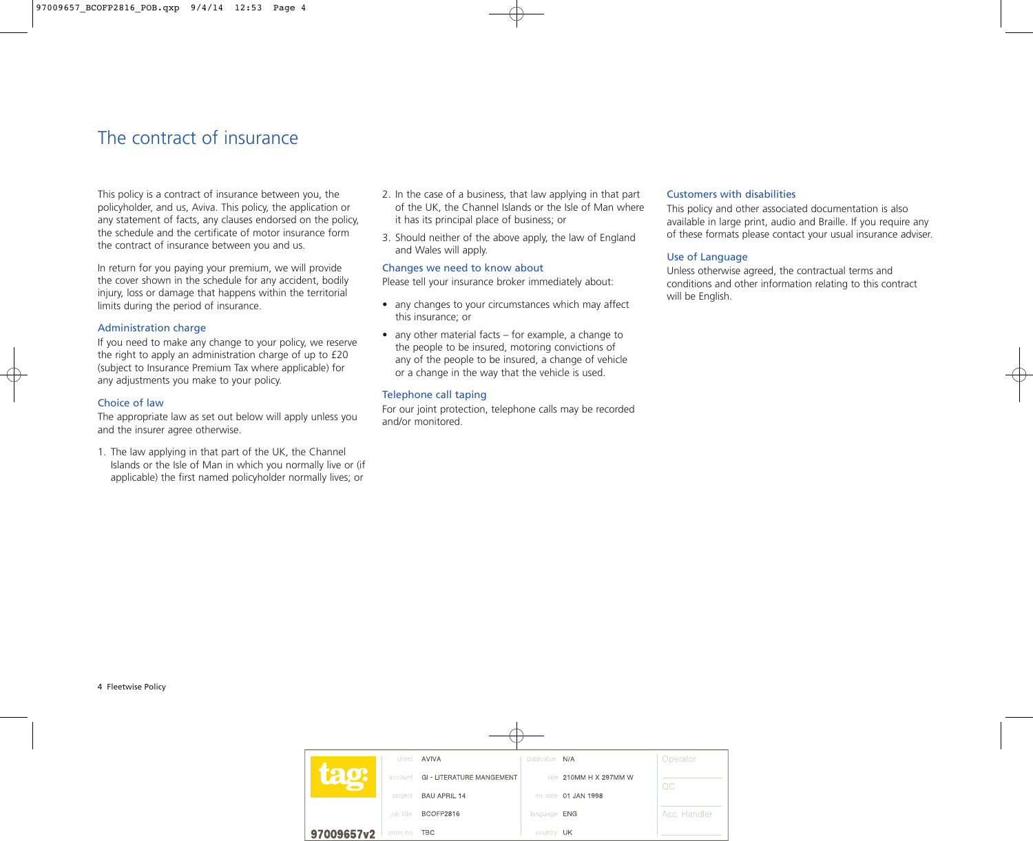# The contract of insurance

This policy is a contract of insurance between you, the policyholder, and us, Aviva. This policy, the application or any statement of facts, any clauses endorsed on the policy, the schedule and the certificate of motor insurance form the contract of insurance between you and us.

In return for you paying your premium, we will provide the cover shown in the schedule for any accident, bodily injury, loss or damage that happens within the territorial limits during the period of insurance.

## Administration charge

If you need to make any change to your policy, we reserve the right to apply an administration charge of up to £20 (subject to Insurance Premium Tax where applicable) for any adjustments you make to your policy.

## Choice of law

The appropriate law as set out below will apply unless you and the insurer agree otherwise.

1. The law applying in that part of the UK, the Channel Islands or the Isle of Man in which you normally live or (if applicable) the first named policyholder normally lives; or
2. In the case of a business, that law applying in that part of the UK, the Channel Islands or the Isle of Man where it has its principal place of business; or
3. Should neither of the above apply, the law of England and Wales will apply.

## Changes we need to know about

Please tell your insurance broker immediately about:

- any changes to your circumstances which may affect this insurance; or
- any other material facts – for example, a change to the people to be insured, motoring convictions of any of the people to be insured, a change of vehicle or a change in the way that the vehicle is used.

## Telephone call taping

For our joint protection, telephone calls may be recorded and/or monitored.

## Customers with disabilities

This policy and other associated documentation is also available in large print, audio and Braille. If you require any of these formats please contact your usual insurance adviser.

## Use of Language

Unless otherwise agreed, the contractual terms and conditions and other information relating to this contract will be English.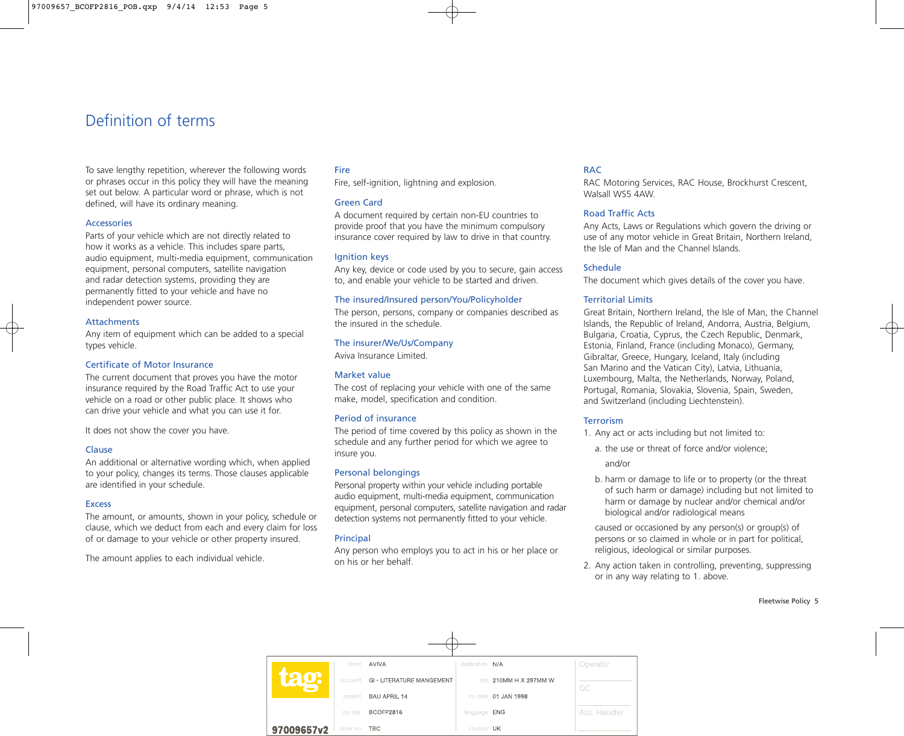# Definition of terms

To save lengthy repetition, wherever the following words or phrases occur in this policy they will have the meaning set out below. A particular word or phrase, which is not defined, will have its ordinary meaning.

### Accessories

Parts of your vehicle which are not directly related to how it works as a vehicle. This includes spare parts, audio equipment, multi-media equipment, communication equipment, personal computers, satellite navigation and radar detection systems, providing they are permanently fitted to your vehicle and have no independent power source.

### Attachments

Any item of equipment which can be added to a special types vehicle.

### Certificate of Motor Insurance

The current document that proves you have the motor insurance required by the Road Traffic Act to use your vehicle on a road or other public place. It shows who can drive your vehicle and what you can use it for.

It does not show the cover you have.

### Clause

An additional or alternative wording which, when applied to your policy, changes its terms. Those clauses applicable are identified in your schedule.

### Excess

The amount, or amounts, shown in your policy, schedule or clause, which we deduct from each and every claim for loss of or damage to your vehicle or other property insured.

The amount applies to each individual vehicle.

### Fire

Fire, self-ignition, lightning and explosion.

### Green Card

A document required by certain non-EU countries to provide proof that you have the minimum compulsory insurance cover required by law to drive in that country.

### Ignition keys

Any key, device or code used by you to secure, gain access to, and enable your vehicle to be started and driven.

### The insured/Insured person/You/Policyholder

The person, persons, company or companies described as the insured in the schedule.

### The insurer/We/Us/Company

Aviva Insurance Limited.

### Market value

The cost of replacing your vehicle with one of the same make, model, specification and condition.

### Period of insurance

The period of time covered by this policy as shown in the schedule and any further period for which we agree to insure you.

### Personal belongings

Personal property within your vehicle including portable audio equipment, multi-media equipment, communication equipment, personal computers, satellite navigation and radar detection systems not permanently fitted to your vehicle.

### Principal

Any person who employs you to act in his or her place or on his or her behalf.

### RAC

RAC Motoring Services, RAC House, Brockhurst Crescent, Walsall WS5 4AW.

### Road Traffic Acts

Any Acts, Laws or Regulations which govern the driving or use of any motor vehicle in Great Britain, Northern Ireland, the Isle of Man and the Channel Islands.

### Schedule

The document which gives details of the cover you have.

### Territorial Limits

Great Britain, Northern Ireland, the Isle of Man, the Channel Islands, the Republic of Ireland, Andorra, Austria, Belgium, Bulgaria, Croatia, Cyprus, the Czech Republic, Denmark, Estonia, Finland, France (including Monaco), Germany, Gibraltar, Greece, Hungary, Iceland, Italy (including San Marino and the Vatican City), Latvia, Lithuania, Luxembourg, Malta, the Netherlands, Norway, Poland, Portugal, Romania, Slovakia, Slovenia, Spain, Sweden, and Switzerland (including Liechtenstein).

### Terrorism

1. Any act or acts including but not limited to:

   a. the use or threat of force and/or violence;

   and/or

   b. harm or damage to life or to property (or the threat of such harm or damage) including but not limited to harm or damage by nuclear and/or chemical and/or biological and/or radiological means

   caused or occasioned by any person(s) or group(s) of persons or so claimed in whole or in part for political, religious, ideological or similar purposes.

2. Any action taken in controlling, preventing, suppressing or in any way relating to 1. above.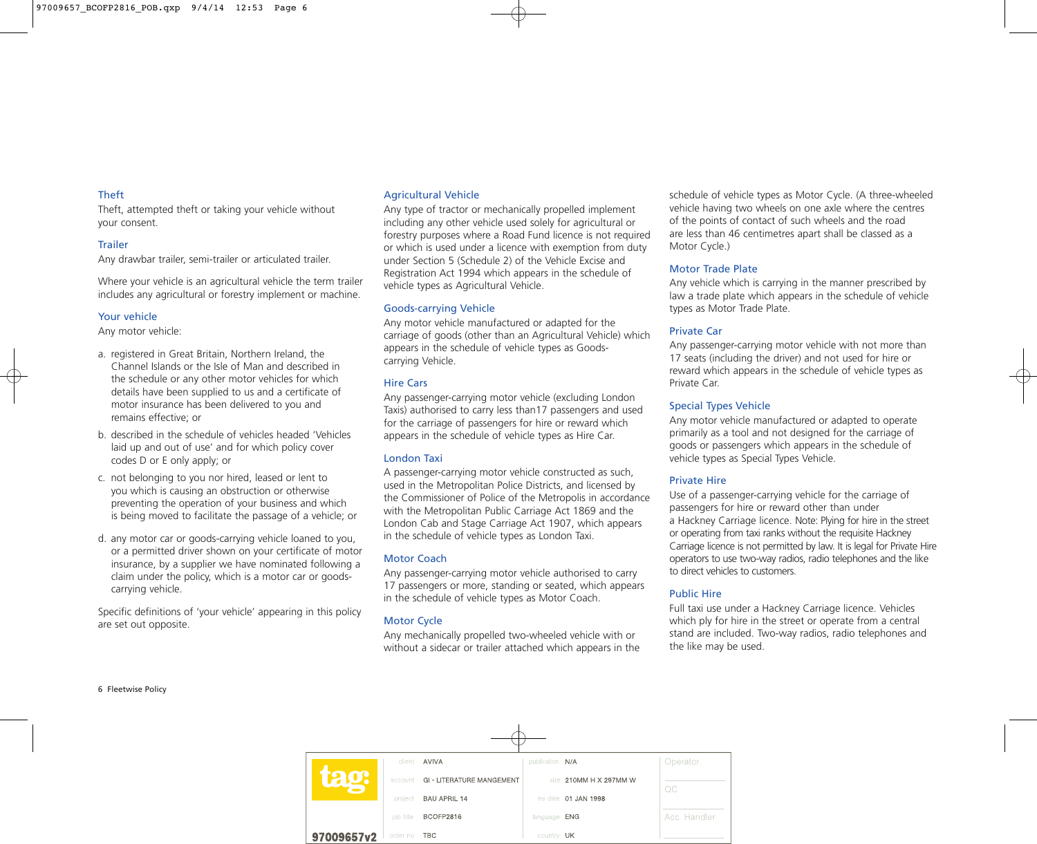### Theft

Theft, attempted theft or taking your vehicle without your consent.

### Trailer

Any drawbar trailer, semi-trailer or articulated trailer.

Where your vehicle is an agricultural vehicle the term trailer includes any agricultural or forestry implement or machine.

### Your vehicle

Any motor vehicle:

a. registered in Great Britain, Northern Ireland, the Channel Islands or the Isle of Man and described in the schedule or any other motor vehicles for which details have been supplied to us and a certificate of motor insurance has been delivered to you and remains effective; or

b. described in the schedule of vehicles headed 'Vehicles laid up and out of use' and for which policy cover codes D or E only apply; or

c. not belonging to you nor hired, leased or lent to you which is causing an obstruction or otherwise preventing the operation of your business and which is being moved to facilitate the passage of a vehicle; or

d. any motor car or goods-carrying vehicle loaned to you, or a permitted driver shown on your certificate of motor insurance, by a supplier we have nominated following a claim under the policy, which is a motor car or goods-carrying vehicle.

Specific definitions of 'your vehicle' appearing in this policy are set out opposite.

### Agricultural Vehicle

Any type of tractor or mechanically propelled implement including any other vehicle used solely for agricultural or forestry purposes where a Road Fund licence is not required or which is used under a licence with exemption from duty under Section 5 (Schedule 2) of the Vehicle Excise and Registration Act 1994 which appears in the schedule of vehicle types as Agricultural Vehicle.

### Goods-carrying Vehicle

Any motor vehicle manufactured or adapted for the carriage of goods (other than an Agricultural Vehicle) which appears in the schedule of vehicle types as Goods-carrying Vehicle.

### Hire Cars

Any passenger-carrying motor vehicle (excluding London Taxis) authorised to carry less than17 passengers and used for the carriage of passengers for hire or reward which appears in the schedule of vehicle types as Hire Car.

### London Taxi

A passenger-carrying motor vehicle constructed as such, used in the Metropolitan Police Districts, and licensed by the Commissioner of Police of the Metropolis in accordance with the Metropolitan Public Carriage Act 1869 and the London Cab and Stage Carriage Act 1907, which appears in the schedule of vehicle types as London Taxi.

### Motor Coach

Any passenger-carrying motor vehicle authorised to carry 17 passengers or more, standing or seated, which appears in the schedule of vehicle types as Motor Coach.

### Motor Cycle

Any mechanically propelled two-wheeled vehicle with or without a sidecar or trailer attached which appears in the schedule of vehicle types as Motor Cycle. (A three-wheeled vehicle having two wheels on one axle where the centres of the points of contact of such wheels and the road are less than 46 centimetres apart shall be classed as a Motor Cycle.)

### Motor Trade Plate

Any vehicle which is carrying in the manner prescribed by law a trade plate which appears in the schedule of vehicle types as Motor Trade Plate.

### Private Car

Any passenger-carrying motor vehicle with not more than 17 seats (including the driver) and not used for hire or reward which appears in the schedule of vehicle types as Private Car.

### Special Types Vehicle

Any motor vehicle manufactured or adapted to operate primarily as a tool and not designed for the carriage of goods or passengers which appears in the schedule of vehicle types as Special Types Vehicle.

### Private Hire

Use of a passenger-carrying vehicle for the carriage of passengers for hire or reward other than under a Hackney Carriage licence. Note: Plying for hire in the street or operating from taxi ranks without the requisite Hackney Carriage licence is not permitted by law. It is legal for Private Hire operators to use two-way radios, radio telephones and the like to direct vehicles to customers.

### Public Hire

Full taxi use under a Hackney Carriage licence. Vehicles which ply for hire in the street or operate from a central stand are included. Two-way radios, radio telephones and the like may be used.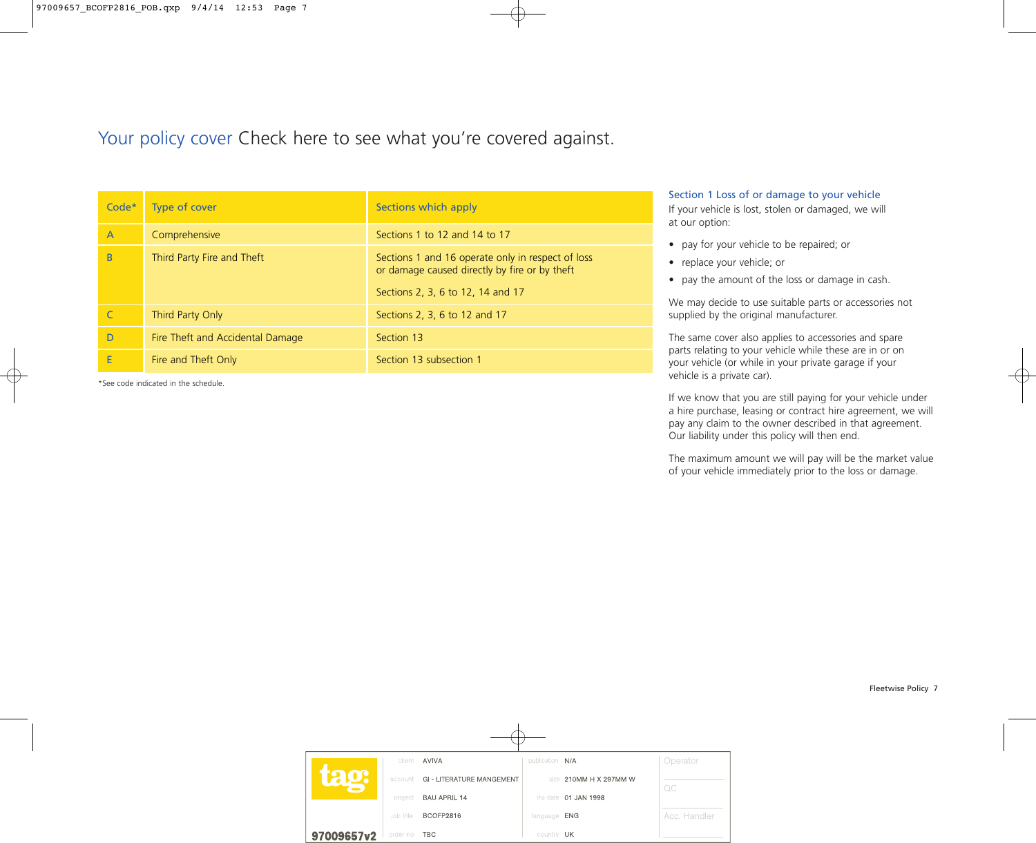# Your policy cover Check here to see what you're covered against.

| Code* | Type of cover | Sections which apply |
|---|---|---|
| A | Comprehensive | Sections 1 to 12 and 14 to 17 |
| B | Third Party Fire and Theft | Sections 1 and 16 operate only in respect of loss or damage caused directly by fire or by theft<br><br>Sections 2, 3, 6 to 12, 14 and 17 |
| C | Third Party Only | Sections 2, 3, 6 to 12 and 17 |
| D | Fire Theft and Accidental Damage | Section 13 |
| E | Fire and Theft Only | Section 13 subsection 1 |

*See code indicated in the schedule.

## Section 1 Loss of or damage to your vehicle

If your vehicle is lost, stolen or damaged, we will at our option:

- pay for your vehicle to be repaired; or
- replace your vehicle; or
- pay the amount of the loss or damage in cash.

We may decide to use suitable parts or accessories not supplied by the original manufacturer.

The same cover also applies to accessories and spare parts relating to your vehicle while these are in or on your vehicle (or while in your private garage if your vehicle is a private car).

If we know that you are still paying for your vehicle under a hire purchase, leasing or contract hire agreement, we will pay any claim to the owner described in that agreement. Our liability under this policy will then end.

The maximum amount we will pay will be the market value of your vehicle immediately prior to the loss or damage.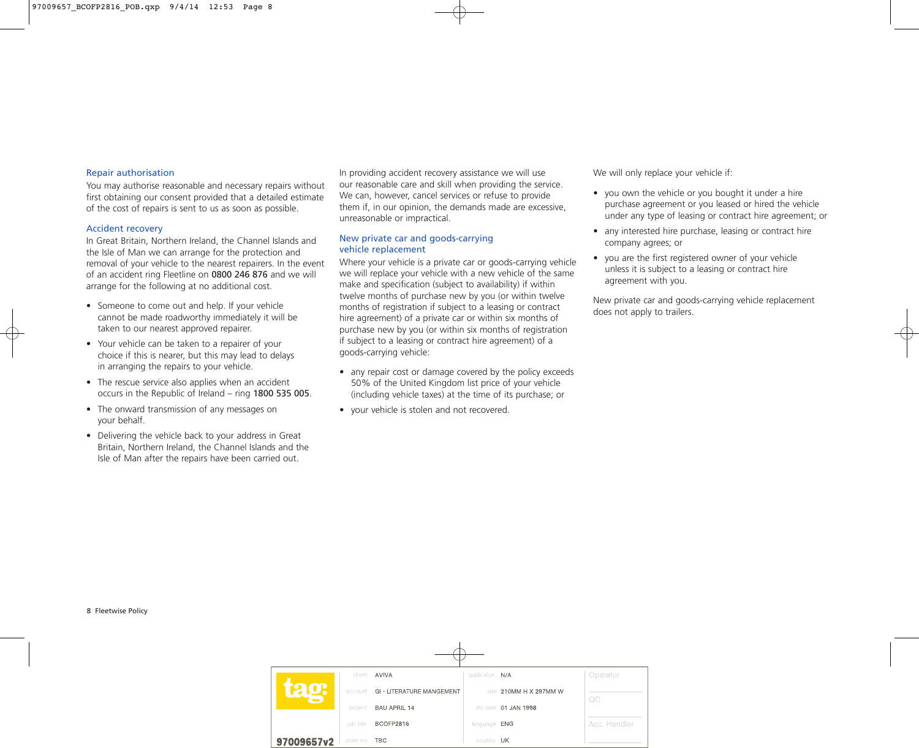### Repair authorisation

You may authorise reasonable and necessary repairs without first obtaining our consent provided that a detailed estimate of the cost of repairs is sent to us as soon as possible.

### Accident recovery

In Great Britain, Northern Ireland, the Channel Islands and the Isle of Man we can arrange for the protection and removal of your vehicle to the nearest repairers. In the event of an accident ring Fleetline on **0800 246 876** and we will arrange for the following at no additional cost.

- Someone to come out and help. If your vehicle cannot be made roadworthy immediately it will be taken to our nearest approved repairer.
- Your vehicle can be taken to a repairer of your choice if this is nearer, but this may lead to delays in arranging the repairs to your vehicle.
- The rescue service also applies when an accident occurs in the Republic of Ireland – ring **1800 535 005**.
- The onward transmission of any messages on your behalf.
- Delivering the vehicle back to your address in Great Britain, Northern Ireland, the Channel Islands and the Isle of Man after the repairs have been carried out.

In providing accident recovery assistance we will use our reasonable care and skill when providing the service. We can, however, cancel services or refuse to provide them if, in our opinion, the demands made are excessive, unreasonable or impractical.

### New private car and goods-carrying vehicle replacement

Where your vehicle is a private car or goods-carrying vehicle we will replace your vehicle with a new vehicle of the same make and specification (subject to availability) if within twelve months of purchase new by you (or within twelve months of registration if subject to a leasing or contract hire agreement) of a private car or within six months of purchase new by you (or within six months of registration if subject to a leasing or contract hire agreement) of a goods-carrying vehicle:

- any repair cost or damage covered by the policy exceeds 50% of the United Kingdom list price of your vehicle (including vehicle taxes) at the time of its purchase; or
- your vehicle is stolen and not recovered.

We will only replace your vehicle if:

- you own the vehicle or you bought it under a hire purchase agreement or you leased or hired the vehicle under any type of leasing or contract hire agreement; or
- any interested hire purchase, leasing or contract hire company agrees; or
- you are the first registered owner of your vehicle unless it is subject to a leasing or contract hire agreement with you.

New private car and goods-carrying vehicle replacement does not apply to trailers.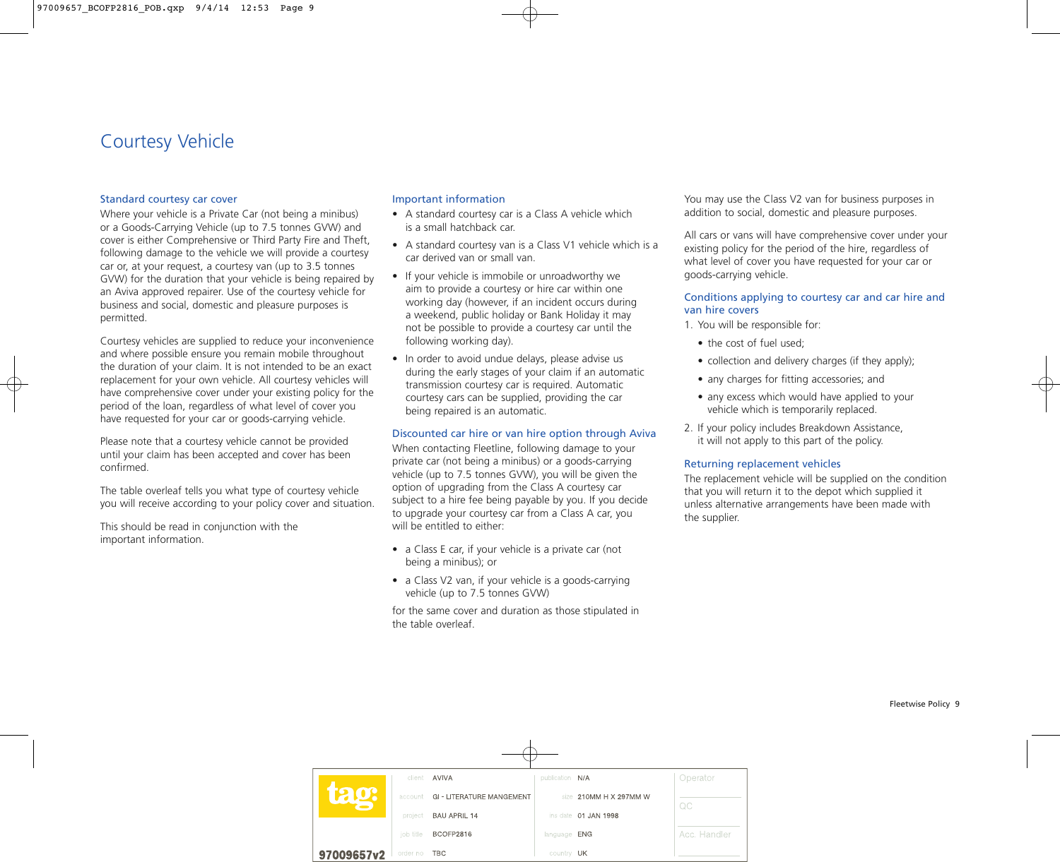# Courtesy Vehicle

## Standard courtesy car cover

Where your vehicle is a Private Car (not being a minibus) or a Goods-Carrying Vehicle (up to 7.5 tonnes GVW) and cover is either Comprehensive or Third Party Fire and Theft, following damage to the vehicle we will provide a courtesy car or, at your request, a courtesy van (up to 3.5 tonnes GVW) for the duration that your vehicle is being repaired by an Aviva approved repairer. Use of the courtesy vehicle for business and social, domestic and pleasure purposes is permitted.

Courtesy vehicles are supplied to reduce your inconvenience and where possible ensure you remain mobile throughout the duration of your claim. It is not intended to be an exact replacement for your own vehicle. All courtesy vehicles will have comprehensive cover under your existing policy for the period of the loan, regardless of what level of cover you have requested for your car or goods-carrying vehicle.

Please note that a courtesy vehicle cannot be provided until your claim has been accepted and cover has been confirmed.

The table overleaf tells you what type of courtesy vehicle you will receive according to your policy cover and situation.

This should be read in conjunction with the important information.

## Important information

- A standard courtesy car is a Class A vehicle which is a small hatchback car.
- A standard courtesy van is a Class V1 vehicle which is a car derived van or small van.
- If your vehicle is immobile or unroadworthy we aim to provide a courtesy or hire car within one working day (however, if an incident occurs during a weekend, public holiday or Bank Holiday it may not be possible to provide a courtesy car until the following working day).
- In order to avoid undue delays, please advise us during the early stages of your claim if an automatic transmission courtesy car is required. Automatic courtesy cars can be supplied, providing the car being repaired is an automatic.

## Discounted car hire or van hire option through Aviva

When contacting Fleetline, following damage to your private car (not being a minibus) or a goods-carrying vehicle (up to 7.5 tonnes GVW), you will be given the option of upgrading from the Class A courtesy car subject to a hire fee being payable by you. If you decide to upgrade your courtesy car from a Class A car, you will be entitled to either:

- a Class E car, if your vehicle is a private car (not being a minibus); or
- a Class V2 van, if your vehicle is a goods-carrying vehicle (up to 7.5 tonnes GVW)

for the same cover and duration as those stipulated in the table overleaf.

You may use the Class V2 van for business purposes in addition to social, domestic and pleasure purposes.

All cars or vans will have comprehensive cover under your existing policy for the period of the hire, regardless of what level of cover you have requested for your car or goods-carrying vehicle.

## Conditions applying to courtesy car and car hire and van hire covers

1. You will be responsible for:
   - the cost of fuel used;
   - collection and delivery charges (if they apply);
   - any charges for fitting accessories; and
   - any excess which would have applied to your vehicle which is temporarily replaced.
2. If your policy includes Breakdown Assistance, it will not apply to this part of the policy.

## Returning replacement vehicles

The replacement vehicle will be supplied on the condition that you will return it to the depot which supplied it unless alternative arrangements have been made with the supplier.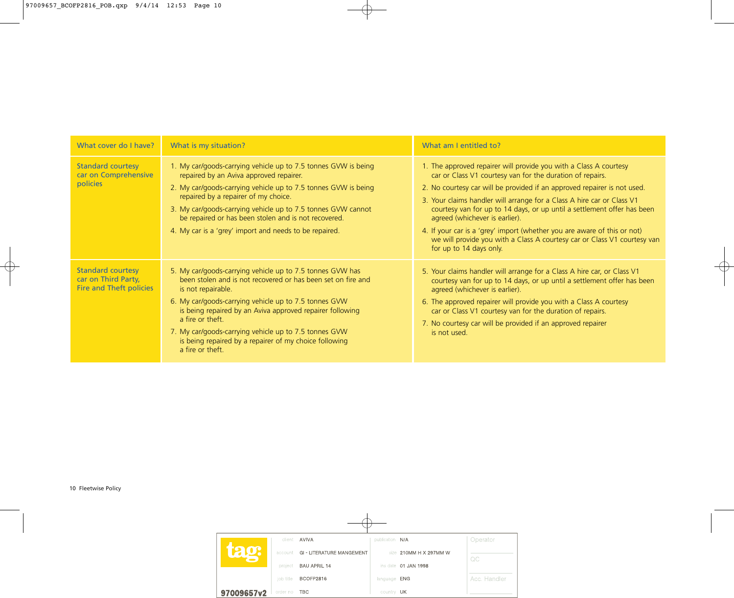| What cover do I have? | What is my situation? | What am I entitled to? |
|---|---|---|
| Standard courtesy car on Comprehensive policies | 1. My car/goods-carrying vehicle up to 7.5 tonnes GVW is being repaired by an Aviva approved repairer.<br>2. My car/goods-carrying vehicle up to 7.5 tonnes GVW is being repaired by a repairer of my choice.<br>3. My car/goods-carrying vehicle up to 7.5 tonnes GVW cannot be repaired or has been stolen and is not recovered.<br>4. My car is a 'grey' import and needs to be repaired. | 1. The approved repairer will provide you with a Class A courtesy car or Class V1 courtesy van for the duration of repairs.<br>2. No courtesy car will be provided if an approved repairer is not used.<br>3. Your claims handler will arrange for a Class A hire car or Class V1 courtesy van for up to 14 days, or up until a settlement offer has been agreed (whichever is earlier).<br>4. If your car is a 'grey' import (whether you are aware of this or not) we will provide you with a Class A courtesy car or Class V1 courtesy van for up to 14 days only. |
| Standard courtesy car on Third Party, Fire and Theft policies | 5. My car/goods-carrying vehicle up to 7.5 tonnes GVW has been stolen and is not recovered or has been set on fire and is not repairable.<br>6. My car/goods-carrying vehicle up to 7.5 tonnes GVW is being repaired by an Aviva approved repairer following a fire or theft.<br>7. My car/goods-carrying vehicle up to 7.5 tonnes GVW is being repaired by a repairer of my choice following a fire or theft. | 5. Your claims handler will arrange for a Class A hire car, or Class V1 courtesy van for up to 14 days, or up until a settlement offer has been agreed (whichever is earlier).<br>6. The approved repairer will provide you with a Class A courtesy car or Class V1 courtesy van for the duration of repairs.<br>7. No courtesy car will be provided if an approved repairer is not used. |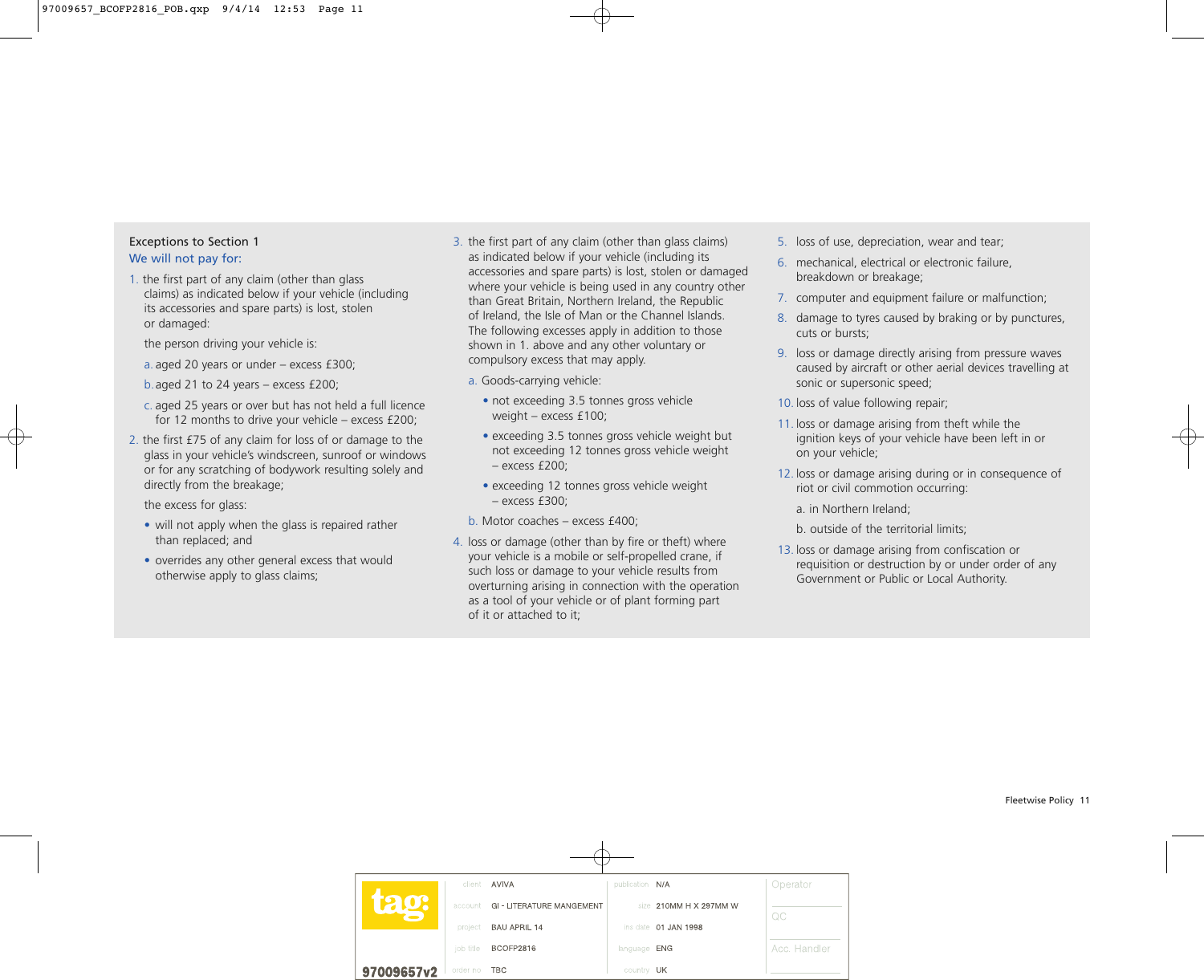### Exceptions to Section 1

**We will not pay for:**

1. the first part of any claim (other than glass claims) as indicated below if your vehicle (including its accessories and spare parts) is lost, stolen or damaged:

   the person driving your vehicle is:

   a. aged 20 years or under – excess £300;

   b. aged 21 to 24 years – excess £200;

   c. aged 25 years or over but has not held a full licence for 12 months to drive your vehicle – excess £200;

2. the first £75 of any claim for loss of or damage to the glass in your vehicle's windscreen, sunroof or windows or for any scratching of bodywork resulting solely and directly from the breakage;

   the excess for glass:

   - will not apply when the glass is repaired rather than replaced; and
   - overrides any other general excess that would otherwise apply to glass claims;

3. the first part of any claim (other than glass claims) as indicated below if your vehicle (including its accessories and spare parts) is lost, stolen or damaged where your vehicle is being used in any country other than Great Britain, Northern Ireland, the Republic of Ireland, the Isle of Man or the Channel Islands. The following excesses apply in addition to those shown in 1. above and any other voluntary or compulsory excess that may apply.

   a. Goods-carrying vehicle:

   - not exceeding 3.5 tonnes gross vehicle weight – excess £100;
   - exceeding 3.5 tonnes gross vehicle weight but not exceeding 12 tonnes gross vehicle weight – excess £200;
   - exceeding 12 tonnes gross vehicle weight – excess £300;

   b. Motor coaches – excess £400;

4. loss or damage (other than by fire or theft) where your vehicle is a mobile or self-propelled crane, if such loss or damage to your vehicle results from overturning arising in connection with the operation as a tool of your vehicle or of plant forming part of it or attached to it;

5. loss of use, depreciation, wear and tear;

6. mechanical, electrical or electronic failure, breakdown or breakage;

7. computer and equipment failure or malfunction;

8. damage to tyres caused by braking or by punctures, cuts or bursts;

9. loss or damage directly arising from pressure waves caused by aircraft or other aerial devices travelling at sonic or supersonic speed;

10. loss of value following repair;

11. loss or damage arising from theft while the ignition keys of your vehicle have been left in or on your vehicle;

12. loss or damage arising during or in consequence of riot or civil commotion occurring:

    a. in Northern Ireland;

    b. outside of the territorial limits;

13. loss or damage arising from confiscation or requisition or destruction by or under order of any Government or Public or Local Authority.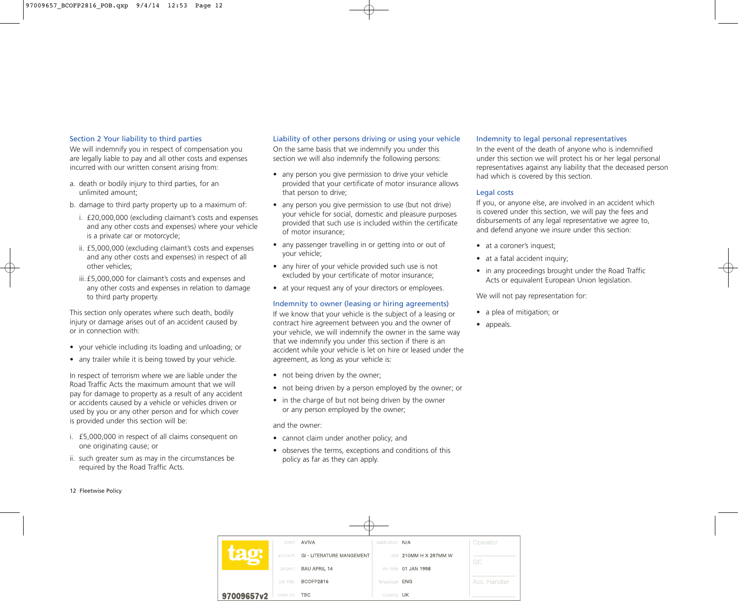## Section 2 Your liability to third parties

We will indemnify you in respect of compensation you are legally liable to pay and all other costs and expenses incurred with our written consent arising from:

a. death or bodily injury to third parties, for an unlimited amount;

b. damage to third party property up to a maximum of:

   i. £20,000,000 (excluding claimant's costs and expenses and any other costs and expenses) where your vehicle is a private car or motorcycle;

   ii. £5,000,000 (excluding claimant's costs and expenses and any other costs and expenses) in respect of all other vehicles;

   iii. £5,000,000 for claimant's costs and expenses and any other costs and expenses in relation to damage to third party property.

This section only operates where such death, bodily injury or damage arises out of an accident caused by or in connection with:

- your vehicle including its loading and unloading; or
- any trailer while it is being towed by your vehicle.

In respect of terrorism where we are liable under the Road Traffic Acts the maximum amount that we will pay for damage to property as a result of any accident or accidents caused by a vehicle or vehicles driven or used by you or any other person and for which cover is provided under this section will be:

i. £5,000,000 in respect of all claims consequent on one originating cause; or

ii. such greater sum as may in the circumstances be required by the Road Traffic Acts.

### Liability of other persons driving or using your vehicle

On the same basis that we indemnify you under this section we will also indemnify the following persons:

- any person you give permission to drive your vehicle provided that your certificate of motor insurance allows that person to drive;
- any person you give permission to use (but not drive) your vehicle for social, domestic and pleasure purposes provided that such use is included within the certificate of motor insurance;
- any passenger travelling in or getting into or out of your vehicle;
- any hirer of your vehicle provided such use is not excluded by your certificate of motor insurance;
- at your request any of your directors or employees.

### Indemnity to owner (leasing or hiring agreements)

If we know that your vehicle is the subject of a leasing or contract hire agreement between you and the owner of your vehicle, we will indemnify the owner in the same way that we indemnify you under this section if there is an accident while your vehicle is let on hire or leased under the agreement, as long as your vehicle is:

- not being driven by the owner;
- not being driven by a person employed by the owner; or
- in the charge of but not being driven by the owner or any person employed by the owner;

and the owner:

- cannot claim under another policy; and
- observes the terms, exceptions and conditions of this policy as far as they can apply.

### Indemnity to legal personal representatives

In the event of the death of anyone who is indemnified under this section we will protect his or her legal personal representatives against any liability that the deceased person had which is covered by this section.

### Legal costs

If you, or anyone else, are involved in an accident which is covered under this section, we will pay the fees and disbursements of any legal representative we agree to, and defend anyone we insure under this section:

- at a coroner's inquest;
- at a fatal accident inquiry;
- in any proceedings brought under the Road Traffic Acts or equivalent European Union legislation.

We will not pay representation for:

- a plea of mitigation; or
- appeals.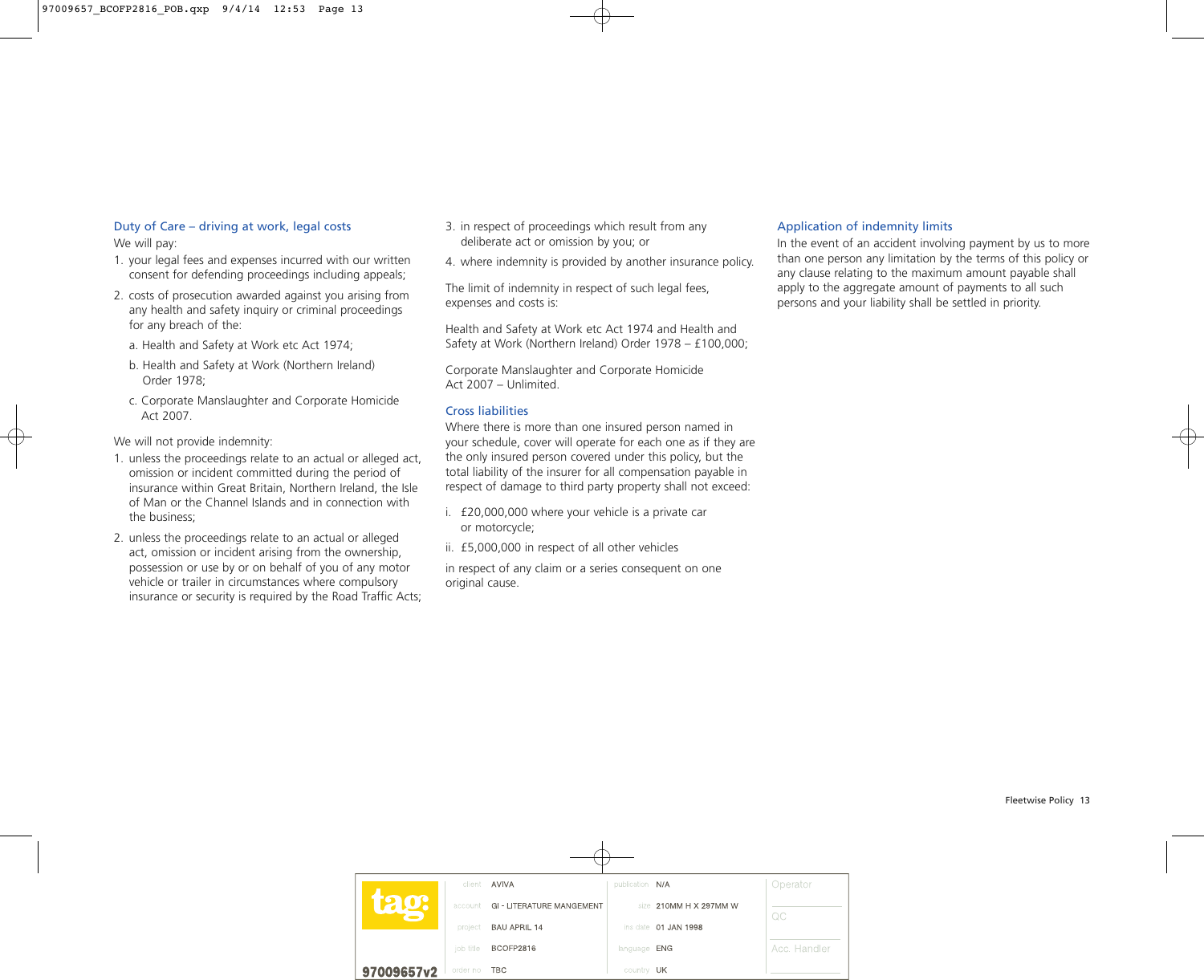### Duty of Care – driving at work, legal costs

We will pay:

1. your legal fees and expenses incurred with our written consent for defending proceedings including appeals;
2. costs of prosecution awarded against you arising from any health and safety inquiry or criminal proceedings for any breach of the:
   a. Health and Safety at Work etc Act 1974;
   b. Health and Safety at Work (Northern Ireland) Order 1978;
   c. Corporate Manslaughter and Corporate Homicide Act 2007.

We will not provide indemnity:

1. unless the proceedings relate to an actual or alleged act, omission or incident committed during the period of insurance within Great Britain, Northern Ireland, the Isle of Man or the Channel Islands and in connection with the business;
2. unless the proceedings relate to an actual or alleged act, omission or incident arising from the ownership, possession or use by or on behalf of you of any motor vehicle or trailer in circumstances where compulsory insurance or security is required by the Road Traffic Acts;
3. in respect of proceedings which result from any deliberate act or omission by you; or
4. where indemnity is provided by another insurance policy.

The limit of indemnity in respect of such legal fees, expenses and costs is:

Health and Safety at Work etc Act 1974 and Health and Safety at Work (Northern Ireland) Order 1978 – £100,000;

Corporate Manslaughter and Corporate Homicide Act 2007 – Unlimited.

### Cross liabilities

Where there is more than one insured person named in your schedule, cover will operate for each one as if they are the only insured person covered under this policy, but the total liability of the insurer for all compensation payable in respect of damage to third party property shall not exceed:

i. £20,000,000 where your vehicle is a private car or motorcycle;

ii. £5,000,000 in respect of all other vehicles

in respect of any claim or a series consequent on one original cause.

### Application of indemnity limits

In the event of an accident involving payment by us to more than one person any limitation by the terms of this policy or any clause relating to the maximum amount payable shall apply to the aggregate amount of payments to all such persons and your liability shall be settled in priority.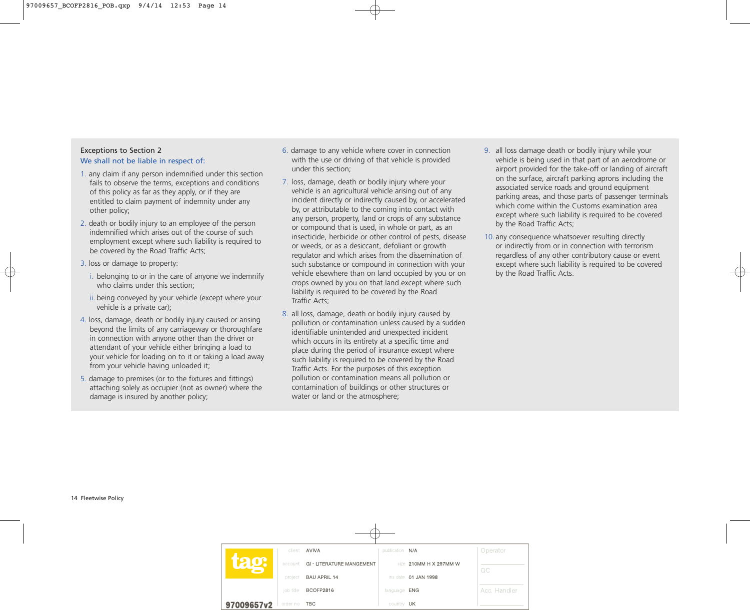Exceptions to Section 2

We shall not be liable in respect of:

1. any claim if any person indemnified under this section fails to observe the terms, exceptions and conditions of this policy as far as they apply, or if they are entitled to claim payment of indemnity under any other policy;
2. death or bodily injury to an employee of the person indemnified which arises out of the course of such employment except where such liability is required to be covered by the Road Traffic Acts;
3. loss or damage to property:
   i. belonging to or in the care of anyone we indemnify who claims under this section;
   ii. being conveyed by your vehicle (except where your vehicle is a private car);
4. loss, damage, death or bodily injury caused or arising beyond the limits of any carriageway or thoroughfare in connection with anyone other than the driver or attendant of your vehicle either bringing a load to your vehicle for loading on to it or taking a load away from your vehicle having unloaded it;
5. damage to premises (or to the fixtures and fittings) attaching solely as occupier (not as owner) where the damage is insured by another policy;
6. damage to any vehicle where cover in connection with the use or driving of that vehicle is provided under this section;
7. loss, damage, death or bodily injury where your vehicle is an agricultural vehicle arising out of any incident directly or indirectly caused by, or accelerated by, or attributable to the coming into contact with any person, property, land or crops of any substance or compound that is used, in whole or part, as an insecticide, herbicide or other control of pests, disease or weeds, or as a desiccant, defoliant or growth regulator and which arises from the dissemination of such substance or compound in connection with your vehicle elsewhere than on land occupied by you or on crops owned by you on that land except where such liability is required to be covered by the Road Traffic Acts;
8. all loss, damage, death or bodily injury caused by pollution or contamination unless caused by a sudden identifiable unintended and unexpected incident which occurs in its entirety at a specific time and place during the period of insurance except where such liability is required to be covered by the Road Traffic Acts. For the purposes of this exception pollution or contamination means all pollution or contamination of buildings or other structures or water or land or the atmosphere;
9. all loss damage death or bodily injury while your vehicle is being used in that part of an aerodrome or airport provided for the take-off or landing of aircraft on the surface, aircraft parking aprons including the associated service roads and ground equipment parking areas, and those parts of passenger terminals which come within the Customs examination area except where such liability is required to be covered by the Road Traffic Acts;
10. any consequence whatsoever resulting directly or indirectly from or in connection with terrorism regardless of any other contributory cause or event except where such liability is required to be covered by the Road Traffic Acts.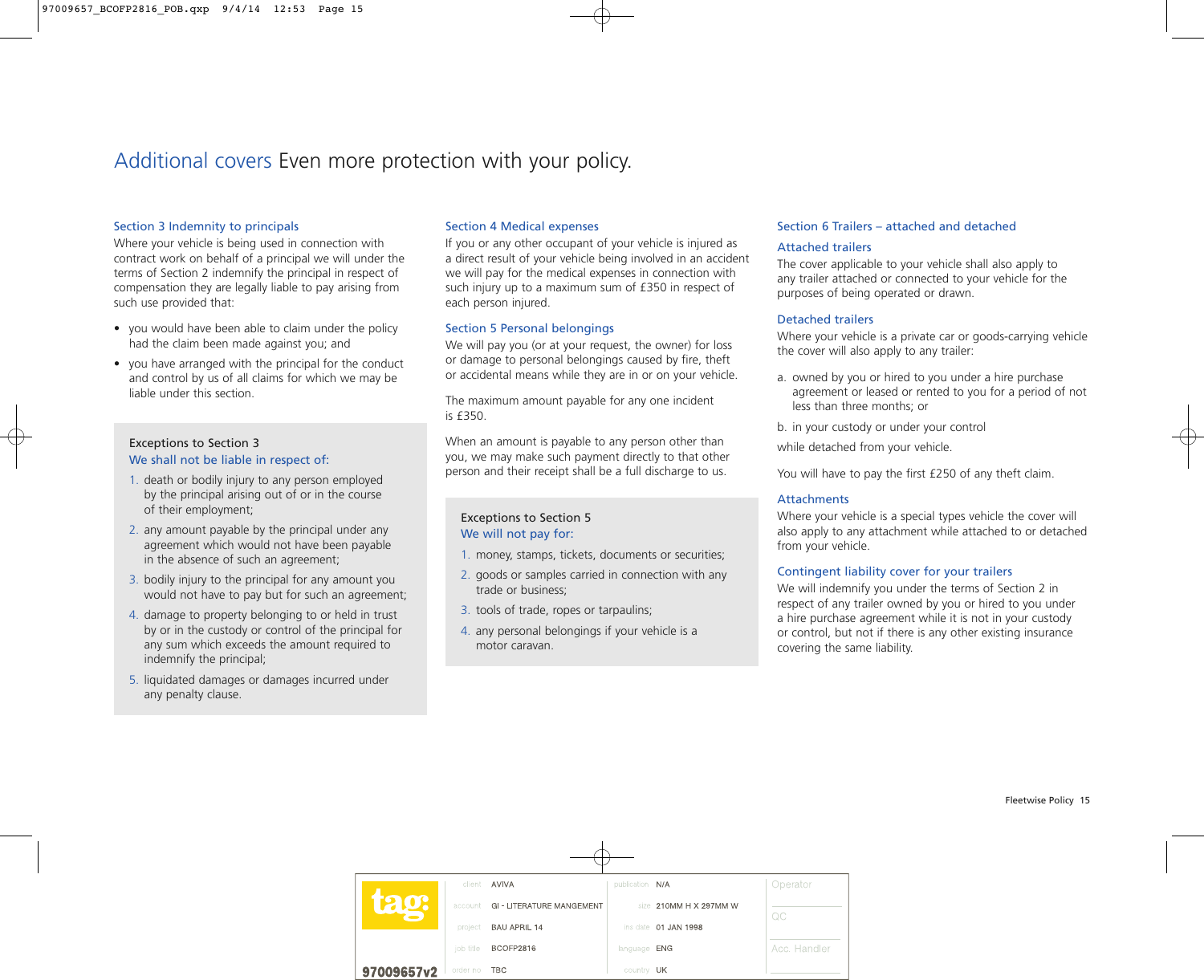# Additional covers Even more protection with your policy.

## Section 3 Indemnity to principals

Where your vehicle is being used in connection with contract work on behalf of a principal we will under the terms of Section 2 indemnify the principal in respect of compensation they are legally liable to pay arising from such use provided that:

- you would have been able to claim under the policy had the claim been made against you; and
- you have arranged with the principal for the conduct and control by us of all claims for which we may be liable under this section.

### Exceptions to Section 3

**We shall not be liable in respect of:**

1. death or bodily injury to any person employed by the principal arising out of or in the course of their employment;
2. any amount payable by the principal under any agreement which would not have been payable in the absence of such an agreement;
3. bodily injury to the principal for any amount you would not have to pay but for such an agreement;
4. damage to property belonging to or held in trust by or in the custody or control of the principal for any sum which exceeds the amount required to indemnify the principal;
5. liquidated damages or damages incurred under any penalty clause.

## Section 4 Medical expenses

If you or any other occupant of your vehicle is injured as a direct result of your vehicle being involved in an accident we will pay for the medical expenses in connection with such injury up to a maximum sum of £350 in respect of each person injured.

## Section 5 Personal belongings

We will pay you (or at your request, the owner) for loss or damage to personal belongings caused by fire, theft or accidental means while they are in or on your vehicle.

The maximum amount payable for any one incident is £350.

When an amount is payable to any person other than you, we may make such payment directly to that other person and their receipt shall be a full discharge to us.

### Exceptions to Section 5

**We will not pay for:**

1. money, stamps, tickets, documents or securities;
2. goods or samples carried in connection with any trade or business;
3. tools of trade, ropes or tarpaulins;
4. any personal belongings if your vehicle is a motor caravan.

## Section 6 Trailers – attached and detached

### Attached trailers

The cover applicable to your vehicle shall also apply to any trailer attached or connected to your vehicle for the purposes of being operated or drawn.

### Detached trailers

Where your vehicle is a private car or goods-carrying vehicle the cover will also apply to any trailer:

a. owned by you or hired to you under a hire purchase agreement or leased or rented to you for a period of not less than three months; or

b. in your custody or under your control

while detached from your vehicle.

You will have to pay the first £250 of any theft claim.

### Attachments

Where your vehicle is a special types vehicle the cover will also apply to any attachment while attached to or detached from your vehicle.

### Contingent liability cover for your trailers

We will indemnify you under the terms of Section 2 in respect of any trailer owned by you or hired to you under a hire purchase agreement while it is not in your custody or control, but not if there is any other existing insurance covering the same liability.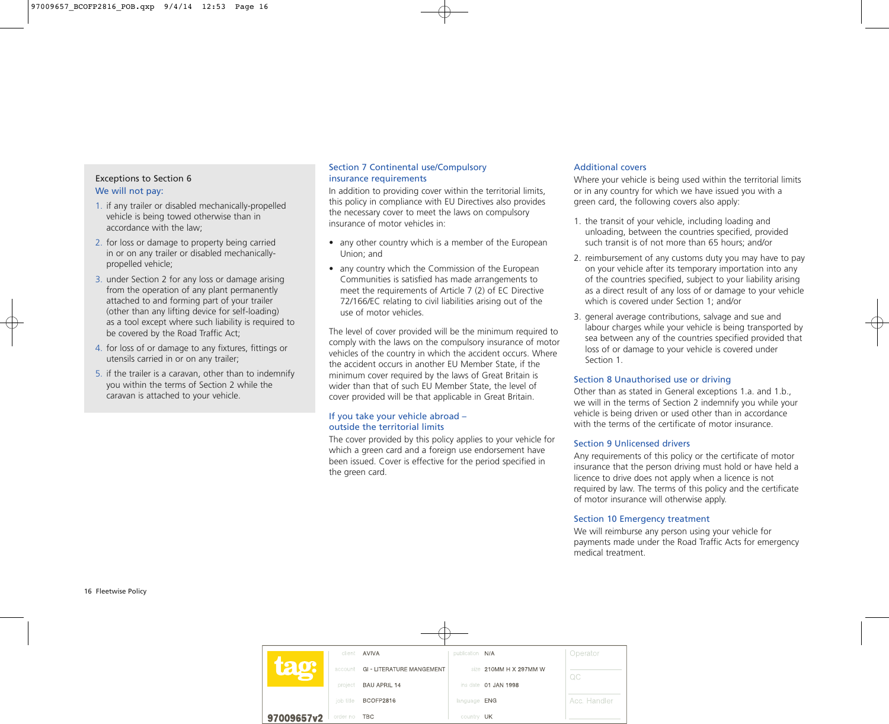### Exceptions to Section 6

We will not pay:

1. if any trailer or disabled mechanically-propelled vehicle is being towed otherwise than in accordance with the law;
2. for loss or damage to property being carried in or on any trailer or disabled mechanically-propelled vehicle;
3. under Section 2 for any loss or damage arising from the operation of any plant permanently attached to and forming part of your trailer (other than any lifting device for self-loading) as a tool except where such liability is required to be covered by the Road Traffic Act;
4. for loss of or damage to any fixtures, fittings or utensils carried in or on any trailer;
5. if the trailer is a caravan, other than to indemnify you within the terms of Section 2 while the caravan is attached to your vehicle.

## Section 7 Continental use/Compulsory insurance requirements

In addition to providing cover within the territorial limits, this policy in compliance with EU Directives also provides the necessary cover to meet the laws on compulsory insurance of motor vehicles in:

- any other country which is a member of the European Union; and
- any country which the Commission of the European Communities is satisfied has made arrangements to meet the requirements of Article 7 (2) of EC Directive 72/166/EC relating to civil liabilities arising out of the use of motor vehicles.

The level of cover provided will be the minimum required to comply with the laws on the compulsory insurance of motor vehicles of the country in which the accident occurs. Where the accident occurs in another EU Member State, if the minimum cover required by the laws of Great Britain is wider than that of such EU Member State, the level of cover provided will be that applicable in Great Britain.

### If you take your vehicle abroad – outside the territorial limits

The cover provided by this policy applies to your vehicle for which a green card and a foreign use endorsement have been issued. Cover is effective for the period specified in the green card.

### Additional covers

Where your vehicle is being used within the territorial limits or in any country for which we have issued you with a green card, the following covers also apply:

1. the transit of your vehicle, including loading and unloading, between the countries specified, provided such transit is of not more than 65 hours; and/or
2. reimbursement of any customs duty you may have to pay on your vehicle after its temporary importation into any of the countries specified, subject to your liability arising as a direct result of any loss of or damage to your vehicle which is covered under Section 1; and/or
3. general average contributions, salvage and sue and labour charges while your vehicle is being transported by sea between any of the countries specified provided that loss of or damage to your vehicle is covered under Section 1.

## Section 8 Unauthorised use or driving

Other than as stated in General exceptions 1.a. and 1.b., we will in the terms of Section 2 indemnify you while your vehicle is being driven or used other than in accordance with the terms of the certificate of motor insurance.

## Section 9 Unlicensed drivers

Any requirements of this policy or the certificate of motor insurance that the person driving must hold or have held a licence to drive does not apply when a licence is not required by law. The terms of this policy and the certificate of motor insurance will otherwise apply.

## Section 10 Emergency treatment

We will reimburse any person using your vehicle for payments made under the Road Traffic Acts for emergency medical treatment.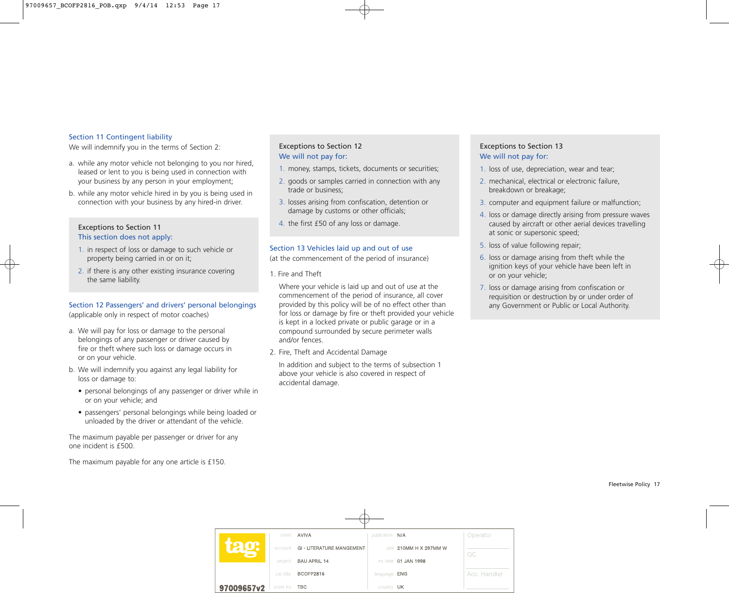## Section 11 Contingent liability

We will indemnify you in the terms of Section 2:

a. while any motor vehicle not belonging to you nor hired, leased or lent to you is being used in connection with your business by any person in your employment;

b. while any motor vehicle hired in by you is being used in connection with your business by any hired-in driver.

### Exceptions to Section 11

This section does not apply:

1. in respect of loss or damage to such vehicle or property being carried in or on it;
2. if there is any other existing insurance covering the same liability.

## Section 12 Passengers' and drivers' personal belongings

(applicable only in respect of motor coaches)

a. We will pay for loss or damage to the personal belongings of any passenger or driver caused by fire or theft where such loss or damage occurs in or on your vehicle.

b. We will indemnify you against any legal liability for loss or damage to:

- personal belongings of any passenger or driver while in or on your vehicle; and
- passengers' personal belongings while being loaded or unloaded by the driver or attendant of the vehicle.

The maximum payable per passenger or driver for any one incident is £500.

The maximum payable for any one article is £150.

### Exceptions to Section 12

We will not pay for:

1. money, stamps, tickets, documents or securities;
2. goods or samples carried in connection with any trade or business;
3. losses arising from confiscation, detention or damage by customs or other officials;
4. the first £50 of any loss or damage.

## Section 13 Vehicles laid up and out of use

(at the commencement of the period of insurance)

1. Fire and Theft

   Where your vehicle is laid up and out of use at the commencement of the period of insurance, all cover provided by this policy will be of no effect other than for loss or damage by fire or theft provided your vehicle is kept in a locked private or public garage or in a compound surrounded by secure perimeter walls and/or fences.

2. Fire, Theft and Accidental Damage

   In addition and subject to the terms of subsection 1 above your vehicle is also covered in respect of accidental damage.

### Exceptions to Section 13

We will not pay for:

1. loss of use, depreciation, wear and tear;
2. mechanical, electrical or electronic failure, breakdown or breakage;
3. computer and equipment failure or malfunction;
4. loss or damage directly arising from pressure waves caused by aircraft or other aerial devices travelling at sonic or supersonic speed;
5. loss of value following repair;
6. loss or damage arising from theft while the ignition keys of your vehicle have been left in or on your vehicle;
7. loss or damage arising from confiscation or requisition or destruction by or under order of any Government or Public or Local Authority.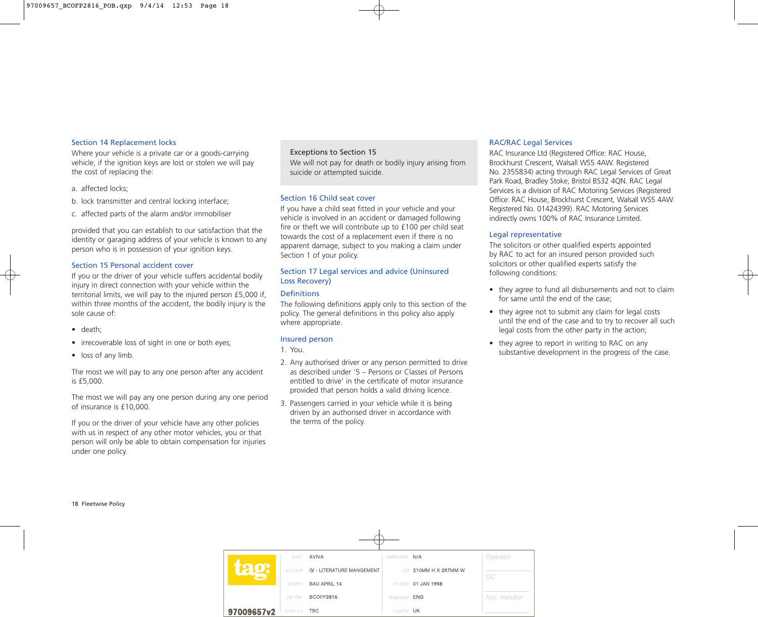### Section 14 Replacement locks

Where your vehicle is a private car or a goods-carrying vehicle, if the ignition keys are lost or stolen we will pay the cost of replacing the:

a. affected locks;

b. lock transmitter and central locking interface;

c. affected parts of the alarm and/or immobiliser

provided that you can establish to our satisfaction that the identity or garaging address of your vehicle is known to any person who is in possession of your ignition keys.

### Section 15 Personal accident cover

If you or the driver of your vehicle suffers accidental bodily injury in direct connection with your vehicle within the territorial limits, we will pay to the injured person £5,000 if, within three months of the accident, the bodily injury is the sole cause of:

- death;
- irrecoverable loss of sight in one or both eyes;
- loss of any limb.

The most we will pay to any one person after any accident is £5,000.

The most we will pay any one person during any one period of insurance is £10,000.

If you or the driver of your vehicle have any other policies with us in respect of any other motor vehicles, you or that person will only be able to obtain compensation for injuries under one policy.

> **Exceptions to Section 15**
>
> We will not pay for death or bodily injury arising from suicide or attempted suicide.

### Section 16 Child seat cover

If you have a child seat fitted in your vehicle and your vehicle is involved in an accident or damaged following fire or theft we will contribute up to £100 per child seat towards the cost of a replacement even if there is no apparent damage, subject to you making a claim under Section 1 of your policy.

### Section 17 Legal services and advice (Uninsured Loss Recovery)

#### Definitions

The following definitions apply only to this section of the policy. The general definitions in this policy also apply where appropriate.

#### Insured person

1. You.
2. Any authorised driver or any person permitted to drive as described under '5 – Persons or Classes of Persons entitled to drive' in the certificate of motor insurance provided that person holds a valid driving licence.
3. Passengers carried in your vehicle while it is being driven by an authorised driver in accordance with the terms of the policy.

#### RAC/RAC Legal Services

RAC Insurance Ltd (Registered Office: RAC House, Brockhurst Crescent, Walsall WS5 4AW. Registered No. 2355834) acting through RAC Legal Services of Great Park Road, Bradley Stoke, Bristol BS32 4QN. RAC Legal Services is a division of RAC Motoring Services (Registered Office: RAC House, Brockhurst Crescent, Walsall WS5 4AW. Registered No. 01424399). RAC Motoring Services indirectly owns 100% of RAC Insurance Limited.

#### Legal representative

The solicitors or other qualified experts appointed by RAC to act for an insured person provided such solicitors or other qualified experts satisfy the following conditions:

- they agree to fund all disbursements and not to claim for same until the end of the case;
- they agree not to submit any claim for legal costs until the end of the case and to try to recover all such legal costs from the other party in the action;
- they agree to report in writing to RAC on any substantive development in the progress of the case.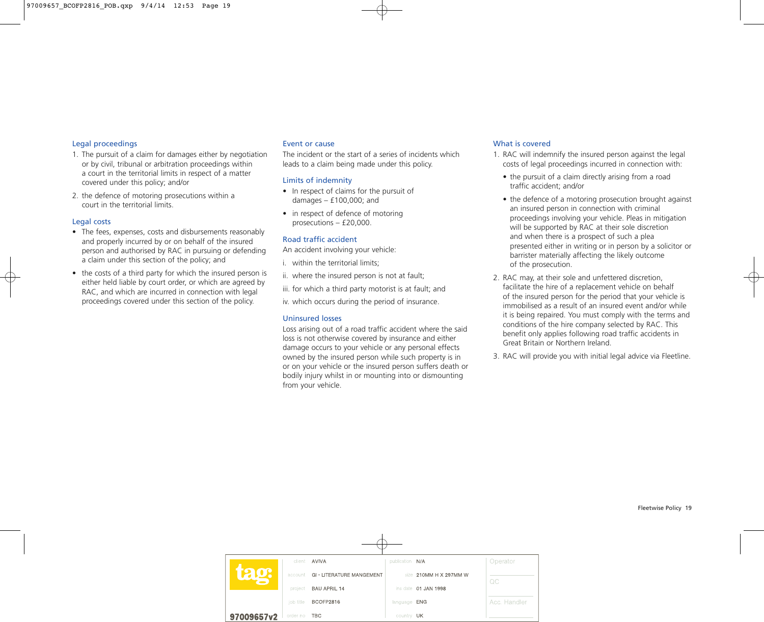### Legal proceedings

1. The pursuit of a claim for damages either by negotiation or by civil, tribunal or arbitration proceedings within a court in the territorial limits in respect of a matter covered under this policy; and/or
2. the defence of motoring prosecutions within a court in the territorial limits.

### Legal costs

- The fees, expenses, costs and disbursements reasonably and properly incurred by or on behalf of the insured person and authorised by RAC in pursuing or defending a claim under this section of the policy; and
- the costs of a third party for which the insured person is either held liable by court order, or which are agreed by RAC, and which are incurred in connection with legal proceedings covered under this section of the policy.

### Event or cause

The incident or the start of a series of incidents which leads to a claim being made under this policy.

### Limits of indemnity

- In respect of claims for the pursuit of damages – £100,000; and
- in respect of defence of motoring prosecutions – £20,000.

### Road traffic accident

An accident involving your vehicle:

i. within the territorial limits;

ii. where the insured person is not at fault;

iii. for which a third party motorist is at fault; and

iv. which occurs during the period of insurance.

### Uninsured losses

Loss arising out of a road traffic accident where the said loss is not otherwise covered by insurance and either damage occurs to your vehicle or any personal effects owned by the insured person while such property is in or on your vehicle or the insured person suffers death or bodily injury whilst in or mounting into or dismounting from your vehicle.

### What is covered

1. RAC will indemnify the insured person against the legal costs of legal proceedings incurred in connection with:
   - the pursuit of a claim directly arising from a road traffic accident; and/or
   - the defence of a motoring prosecution brought against an insured person in connection with criminal proceedings involving your vehicle. Pleas in mitigation will be supported by RAC at their sole discretion and when there is a prospect of such a plea presented either in writing or in person by a solicitor or barrister materially affecting the likely outcome of the prosecution.
2. RAC may, at their sole and unfettered discretion, facilitate the hire of a replacement vehicle on behalf of the insured person for the period that your vehicle is immobilised as a result of an insured event and/or while it is being repaired. You must comply with the terms and conditions of the hire company selected by RAC. This benefit only applies following road traffic accidents in Great Britain or Northern Ireland.
3. RAC will provide you with initial legal advice via Fleetline.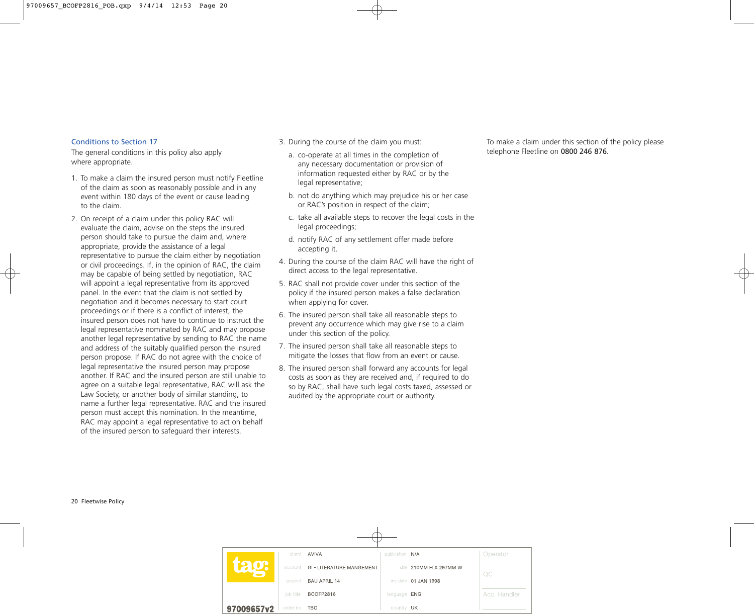## Conditions to Section 17

The general conditions in this policy also apply where appropriate.

1. To make a claim the insured person must notify Fleetline of the claim as soon as reasonably possible and in any event within 180 days of the event or cause leading to the claim.
2. On receipt of a claim under this policy RAC will evaluate the claim, advise on the steps the insured person should take to pursue the claim and, where appropriate, provide the assistance of a legal representative to pursue the claim either by negotiation or civil proceedings. If, in the opinion of RAC, the claim may be capable of being settled by negotiation, RAC will appoint a legal representative from its approved panel. In the event that the claim is not settled by negotiation and it becomes necessary to start court proceedings or if there is a conflict of interest, the insured person does not have to continue to instruct the legal representative nominated by RAC and may propose another legal representative by sending to RAC the name and address of the suitably qualified person the insured person propose. If RAC do not agree with the choice of legal representative the insured person may propose another. If RAC and the insured person are still unable to agree on a suitable legal representative, RAC will ask the Law Society, or another body of similar standing, to name a further legal representative. RAC and the insured person must accept this nomination. In the meantime, RAC may appoint a legal representative to act on behalf of the insured person to safeguard their interests.
3. During the course of the claim you must:
   a. co-operate at all times in the completion of any necessary documentation or provision of information requested either by RAC or by the legal representative;
   b. not do anything which may prejudice his or her case or RAC's position in respect of the claim;
   c. take all available steps to recover the legal costs in the legal proceedings;
   d. notify RAC of any settlement offer made before accepting it.
4. During the course of the claim RAC will have the right of direct access to the legal representative.
5. RAC shall not provide cover under this section of the policy if the insured person makes a false declaration when applying for cover.
6. The insured person shall take all reasonable steps to prevent any occurrence which may give rise to a claim under this section of the policy.
7. The insured person shall take all reasonable steps to mitigate the losses that flow from an event or cause.
8. The insured person shall forward any accounts for legal costs as soon as they are received and, if required to do so by RAC, shall have such legal costs taxed, assessed or audited by the appropriate court or authority.

To make a claim under this section of the policy please telephone Fleetline on **0800 246 876.**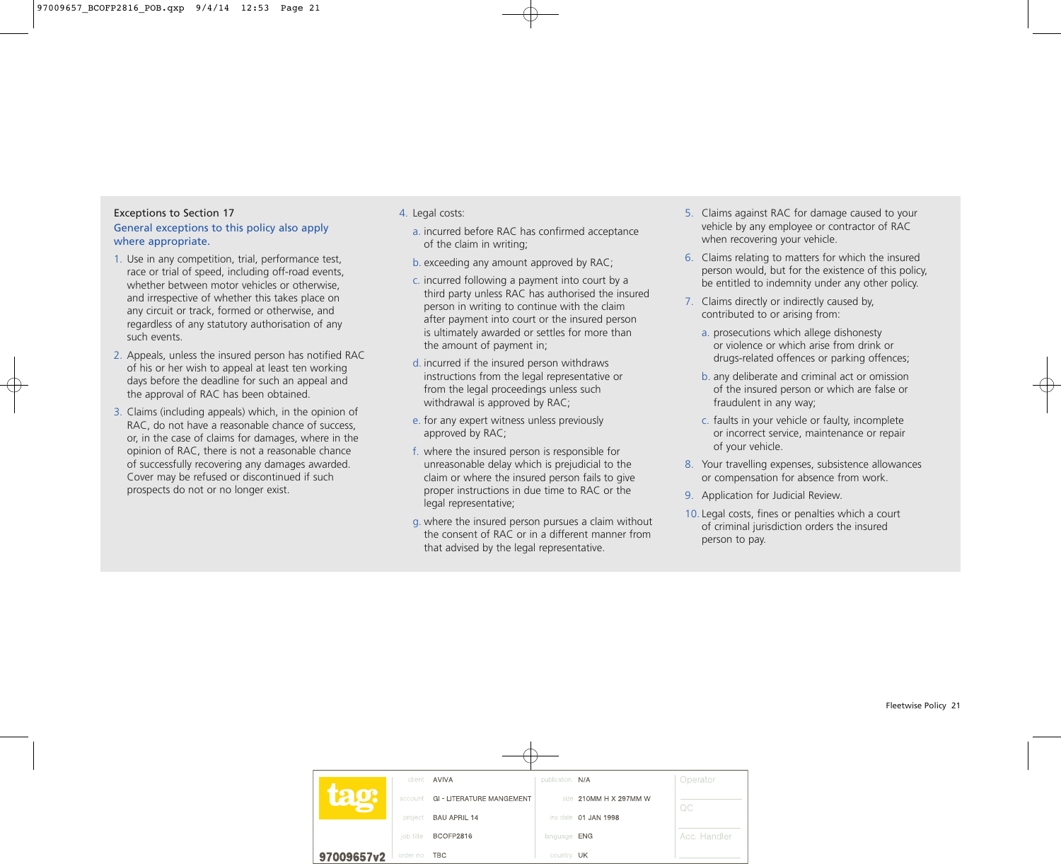### Exceptions to Section 17

General exceptions to this policy also apply where appropriate.

1. Use in any competition, trial, performance test, race or trial of speed, including off-road events, whether between motor vehicles or otherwise, and irrespective of whether this takes place on any circuit or track, formed or otherwise, and regardless of any statutory authorisation of any such events.
2. Appeals, unless the insured person has notified RAC of his or her wish to appeal at least ten working days before the deadline for such an appeal and the approval of RAC has been obtained.
3. Claims (including appeals) which, in the opinion of RAC, do not have a reasonable chance of success, or, in the case of claims for damages, where in the opinion of RAC, there is not a reasonable chance of successfully recovering any damages awarded. Cover may be refused or discontinued if such prospects do not or no longer exist.
4. Legal costs:
   a. incurred before RAC has confirmed acceptance of the claim in writing;
   b. exceeding any amount approved by RAC;
   c. incurred following a payment into court by a third party unless RAC has authorised the insured person in writing to continue with the claim after payment into court or the insured person is ultimately awarded or settles for more than the amount of payment in;
   d. incurred if the insured person withdraws instructions from the legal representative or from the legal proceedings unless such withdrawal is approved by RAC;
   e. for any expert witness unless previously approved by RAC;
   f. where the insured person is responsible for unreasonable delay which is prejudicial to the claim or where the insured person fails to give proper instructions in due time to RAC or the legal representative;
   g. where the insured person pursues a claim without the consent of RAC or in a different manner from that advised by the legal representative.
5. Claims against RAC for damage caused to your vehicle by any employee or contractor of RAC when recovering your vehicle.
6. Claims relating to matters for which the insured person would, but for the existence of this policy, be entitled to indemnity under any other policy.
7. Claims directly or indirectly caused by, contributed to or arising from:
   a. prosecutions which allege dishonesty or violence or which arise from drink or drugs-related offences or parking offences;
   b. any deliberate and criminal act or omission of the insured person or which are false or fraudulent in any way;
   c. faults in your vehicle or faulty, incomplete or incorrect service, maintenance or repair of your vehicle.
8. Your travelling expenses, subsistence allowances or compensation for absence from work.
9. Application for Judicial Review.
10. Legal costs, fines or penalties which a court of criminal jurisdiction orders the insured person to pay.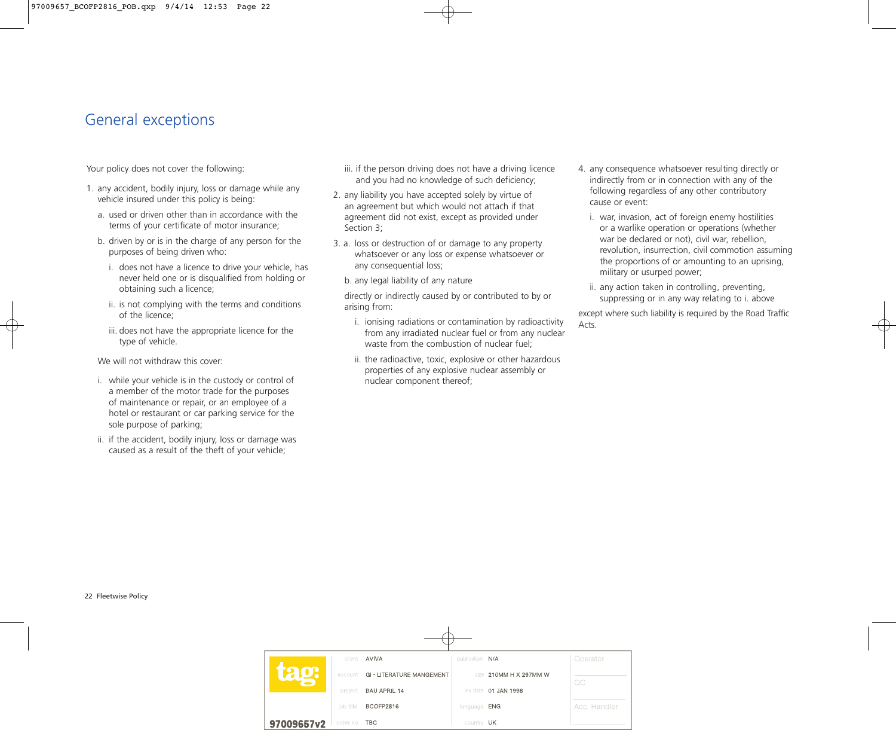# General exceptions

Your policy does not cover the following:

1. any accident, bodily injury, loss or damage while any vehicle insured under this policy is being:
   a. used or driven other than in accordance with the terms of your certificate of motor insurance;
   b. driven by or is in the charge of any person for the purposes of being driven who:
      i. does not have a licence to drive your vehicle, has never held one or is disqualified from holding or obtaining such a licence;
      ii. is not complying with the terms and conditions of the licence;
      iii. does not have the appropriate licence for the type of vehicle.

   We will not withdraw this cover:

   i. while your vehicle is in the custody or control of a member of the motor trade for the purposes of maintenance or repair, or an employee of a hotel or restaurant or car parking service for the sole purpose of parking;
   ii. if the accident, bodily injury, loss or damage was caused as a result of the theft of your vehicle;
   iii. if the person driving does not have a driving licence and you had no knowledge of such deficiency;
2. any liability you have accepted solely by virtue of an agreement but which would not attach if that agreement did not exist, except as provided under Section 3;
3. a. loss or destruction of or damage to any property whatsoever or any loss or expense whatsoever or any consequential loss;
   b. any legal liability of any nature

   directly or indirectly caused by or contributed to by or arising from:

   i. ionising radiations or contamination by radioactivity from any irradiated nuclear fuel or from any nuclear waste from the combustion of nuclear fuel;
   ii. the radioactive, toxic, explosive or other hazardous properties of any explosive nuclear assembly or nuclear component thereof;
4. any consequence whatsoever resulting directly or indirectly from or in connection with any of the following regardless of any other contributory cause or event:
   i. war, invasion, act of foreign enemy hostilities or a warlike operation or operations (whether war be declared or not), civil war, rebellion, revolution, insurrection, civil commotion assuming the proportions of or amounting to an uprising, military or usurped power;
   ii. any action taken in controlling, preventing, suppressing or in any way relating to i. above

except where such liability is required by the Road Traffic Acts.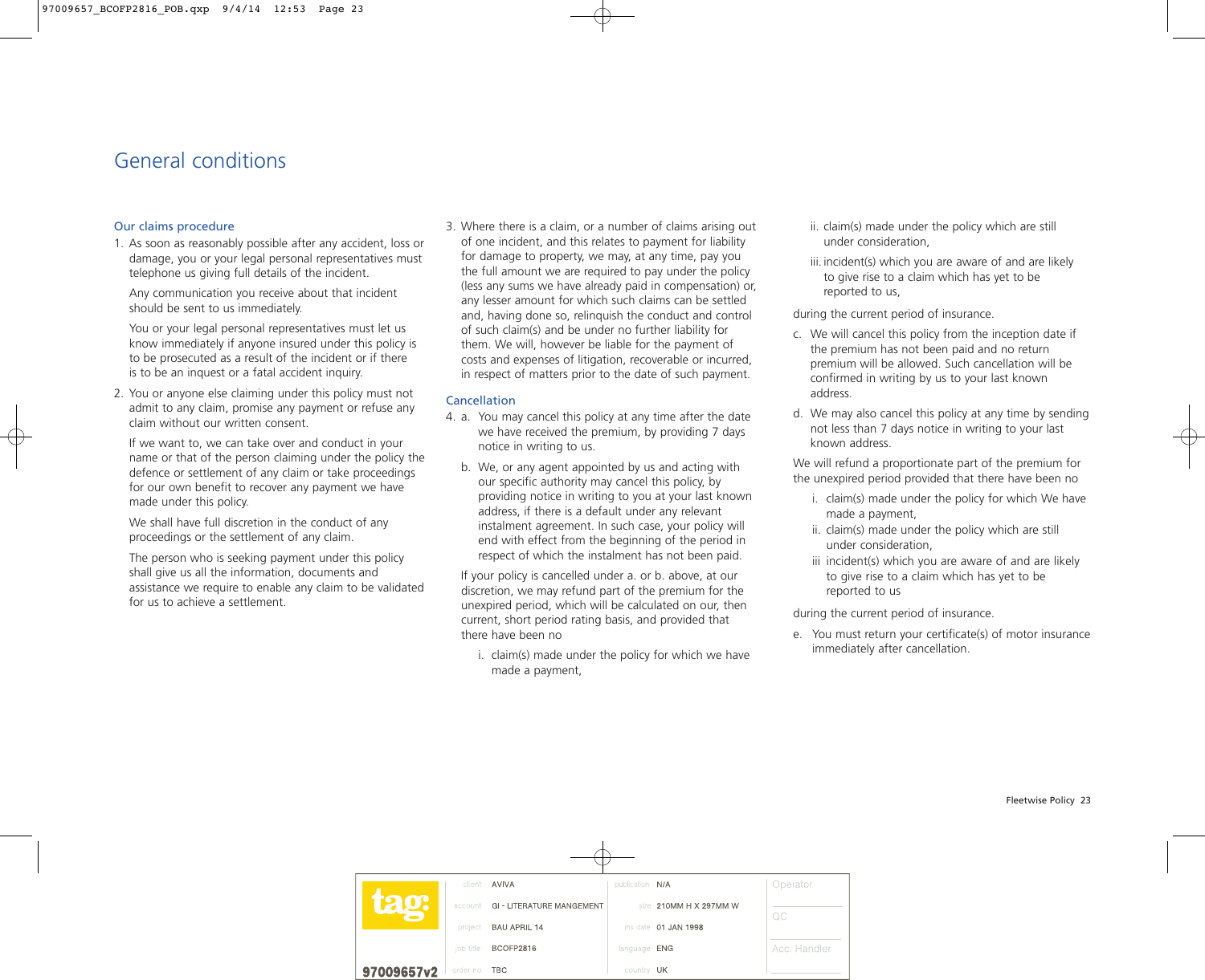# General conditions

## Our claims procedure

1. As soon as reasonably possible after any accident, loss or damage, you or your legal personal representatives must telephone us giving full details of the incident.

   Any communication you receive about that incident should be sent to us immediately.

   You or your legal personal representatives must let us know immediately if anyone insured under this policy is to be prosecuted as a result of the incident or if there is to be an inquest or a fatal accident inquiry.

2. You or anyone else claiming under this policy must not admit to any claim, promise any payment or refuse any claim without our written consent.

   If we want to, we can take over and conduct in your name or that of the person claiming under the policy the defence or settlement of any claim or take proceedings for our own benefit to recover any payment we have made under this policy.

   We shall have full discretion in the conduct of any proceedings or the settlement of any claim.

   The person who is seeking payment under this policy shall give us all the information, documents and assistance we require to enable any claim to be validated for us to achieve a settlement.

3. Where there is a claim, or a number of claims arising out of one incident, and this relates to payment for liability for damage to property, we may, at any time, pay you the full amount we are required to pay under the policy (less any sums we have already paid in compensation) or, any lesser amount for which such claims can be settled and, having done so, relinquish the conduct and control of such claim(s) and be under no further liability for them. We will, however be liable for the payment of costs and expenses of litigation, recoverable or incurred, in respect of matters prior to the date of such payment.

## Cancellation

4. a. You may cancel this policy at any time after the date we have received the premium, by providing 7 days notice in writing to us.

   b. We, or any agent appointed by us and acting with our specific authority may cancel this policy, by providing notice in writing to you at your last known address, if there is a default under any relevant instalment agreement. In such case, your policy will end with effect from the beginning of the period in respect of which the instalment has not been paid.

   If your policy is cancelled under a. or b. above, at our discretion, we may refund part of the premium for the unexpired period, which will be calculated on our, then current, short period rating basis, and provided that there have been no

   i. claim(s) made under the policy for which we have made a payment,

   ii. claim(s) made under the policy which are still under consideration,

   iii. incident(s) which you are aware of and are likely to give rise to a claim which has yet to be reported to us,

   during the current period of insurance.

   c. We will cancel this policy from the inception date if the premium has not been paid and no return premium will be allowed. Such cancellation will be confirmed in writing by us to your last known address.

   d. We may also cancel this policy at any time by sending not less than 7 days notice in writing to your last known address.

   We will refund a proportionate part of the premium for the unexpired period provided that there have been no

   i. claim(s) made under the policy for which We have made a payment,

   ii. claim(s) made under the policy which are still under consideration,

   iii incident(s) which you are aware of and are likely to give rise to a claim which has yet to be reported to us

   during the current period of insurance.

   e. You must return your certificate(s) of motor insurance immediately after cancellation.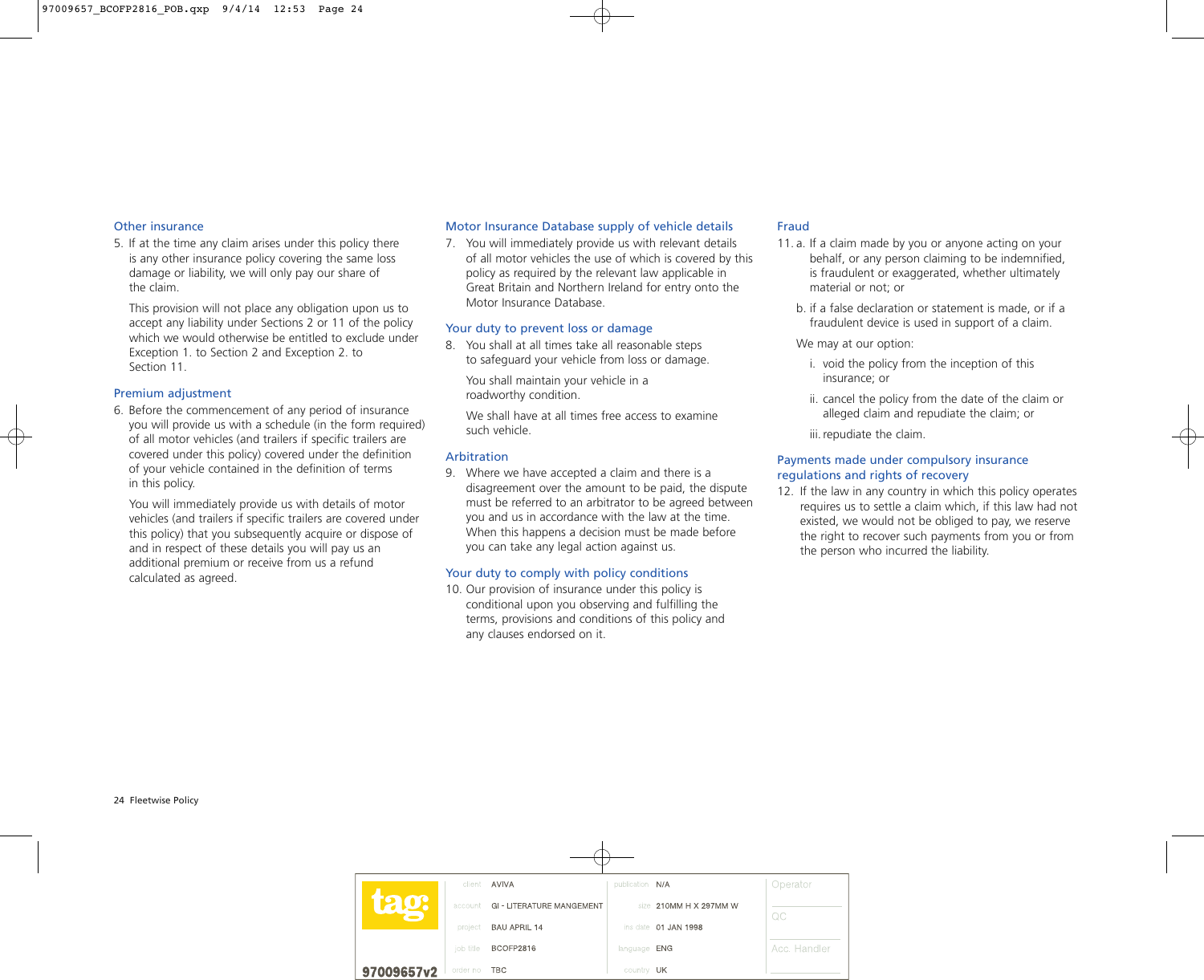## Other insurance

5. If at the time any claim arises under this policy there is any other insurance policy covering the same loss damage or liability, we will only pay our share of the claim.

   This provision will not place any obligation upon us to accept any liability under Sections 2 or 11 of the policy which we would otherwise be entitled to exclude under Exception 1. to Section 2 and Exception 2. to Section 11.

## Premium adjustment

6. Before the commencement of any period of insurance you will provide us with a schedule (in the form required) of all motor vehicles (and trailers if specific trailers are covered under this policy) covered under the definition of your vehicle contained in the definition of terms in this policy.

   You will immediately provide us with details of motor vehicles (and trailers if specific trailers are covered under this policy) that you subsequently acquire or dispose of and in respect of these details you will pay us an additional premium or receive from us a refund calculated as agreed.

## Motor Insurance Database supply of vehicle details

7. You will immediately provide us with relevant details of all motor vehicles the use of which is covered by this policy as required by the relevant law applicable in Great Britain and Northern Ireland for entry onto the Motor Insurance Database.

## Your duty to prevent loss or damage

8. You shall at all times take all reasonable steps to safeguard your vehicle from loss or damage.

   You shall maintain your vehicle in a roadworthy condition.

   We shall have at all times free access to examine such vehicle.

## Arbitration

9. Where we have accepted a claim and there is a disagreement over the amount to be paid, the dispute must be referred to an arbitrator to be agreed between you and us in accordance with the law at the time. When this happens a decision must be made before you can take any legal action against us.

## Your duty to comply with policy conditions

10. Our provision of insurance under this policy is conditional upon you observing and fulfilling the terms, provisions and conditions of this policy and any clauses endorsed on it.

## Fraud

11. a. If a claim made by you or anyone acting on your behalf, or any person claiming to be indemnified, is fraudulent or exaggerated, whether ultimately material or not; or

    b. if a false declaration or statement is made, or if a fraudulent device is used in support of a claim.

    We may at our option:

    i. void the policy from the inception of this insurance; or

    ii. cancel the policy from the date of the claim or alleged claim and repudiate the claim; or

    iii. repudiate the claim.

## Payments made under compulsory insurance regulations and rights of recovery

12. If the law in any country in which this policy operates requires us to settle a claim which, if this law had not existed, we would not be obliged to pay, we reserve the right to recover such payments from you or from the person who incurred the liability.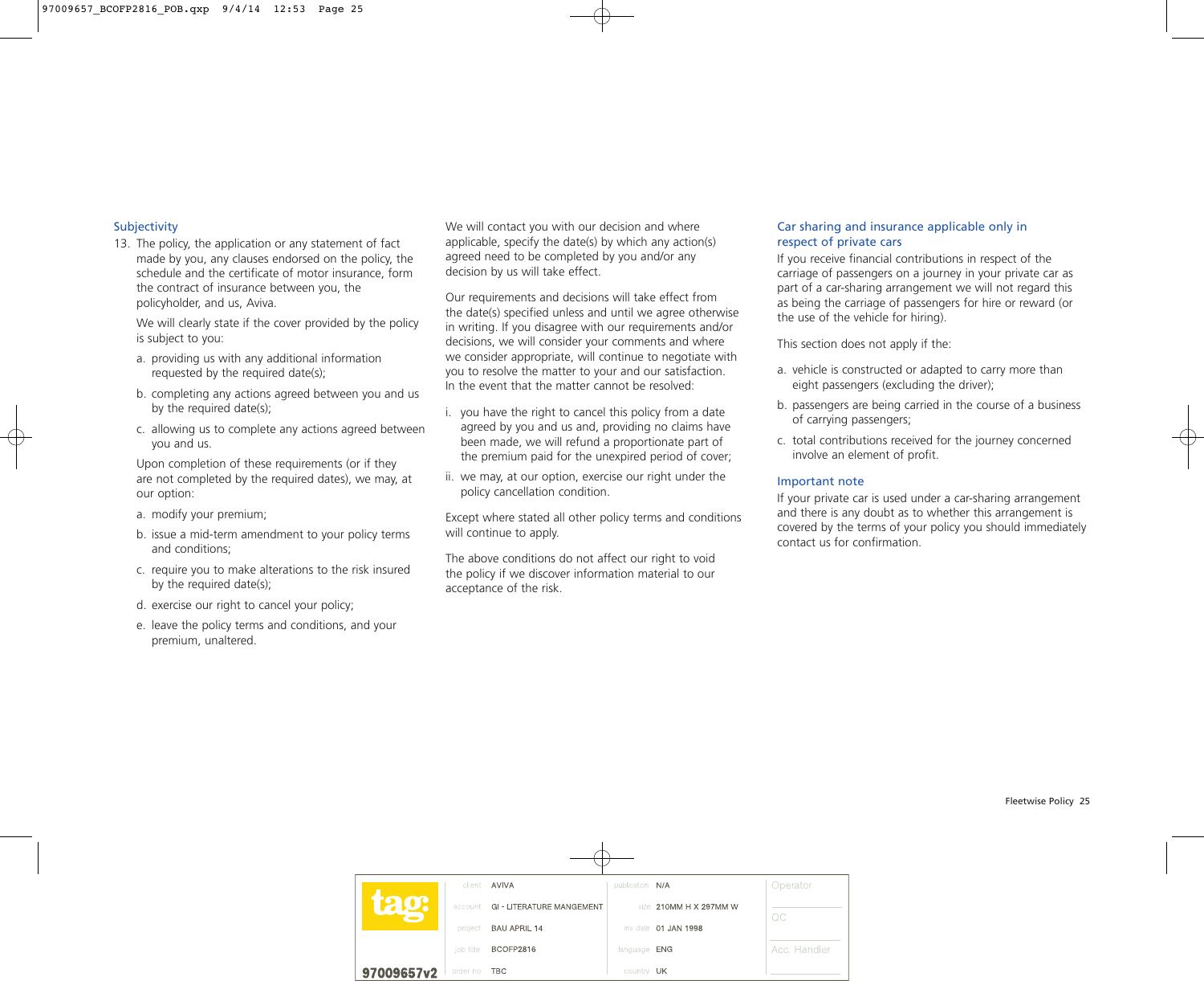### Subjectivity

13. The policy, the application or any statement of fact made by you, any clauses endorsed on the policy, the schedule and the certificate of motor insurance, form the contract of insurance between you, the policyholder, and us, Aviva.

    We will clearly state if the cover provided by the policy is subject to you:

    a. providing us with any additional information requested by the required date(s);

    b. completing any actions agreed between you and us by the required date(s);

    c. allowing us to complete any actions agreed between you and us.

    Upon completion of these requirements (or if they are not completed by the required dates), we may, at our option:

    a. modify your premium;

    b. issue a mid-term amendment to your policy terms and conditions;

    c. require you to make alterations to the risk insured by the required date(s);

    d. exercise our right to cancel your policy;

    e. leave the policy terms and conditions, and your premium, unaltered.

We will contact you with our decision and where applicable, specify the date(s) by which any action(s) agreed need to be completed by you and/or any decision by us will take effect.

Our requirements and decisions will take effect from the date(s) specified unless and until we agree otherwise in writing. If you disagree with our requirements and/or decisions, we will consider your comments and where we consider appropriate, will continue to negotiate with you to resolve the matter to your and our satisfaction. In the event that the matter cannot be resolved:

i. you have the right to cancel this policy from a date agreed by you and us and, providing no claims have been made, we will refund a proportionate part of the premium paid for the unexpired period of cover;

ii. we may, at our option, exercise our right under the policy cancellation condition.

Except where stated all other policy terms and conditions will continue to apply.

The above conditions do not affect our right to void the policy if we discover information material to our acceptance of the risk.

### Car sharing and insurance applicable only in respect of private cars

If you receive financial contributions in respect of the carriage of passengers on a journey in your private car as part of a car-sharing arrangement we will not regard this as being the carriage of passengers for hire or reward (or the use of the vehicle for hiring).

This section does not apply if the:

a. vehicle is constructed or adapted to carry more than eight passengers (excluding the driver);

b. passengers are being carried in the course of a business of carrying passengers;

c. total contributions received for the journey concerned involve an element of profit.

### Important note

If your private car is used under a car-sharing arrangement and there is any doubt as to whether this arrangement is covered by the terms of your policy you should immediately contact us for confirmation.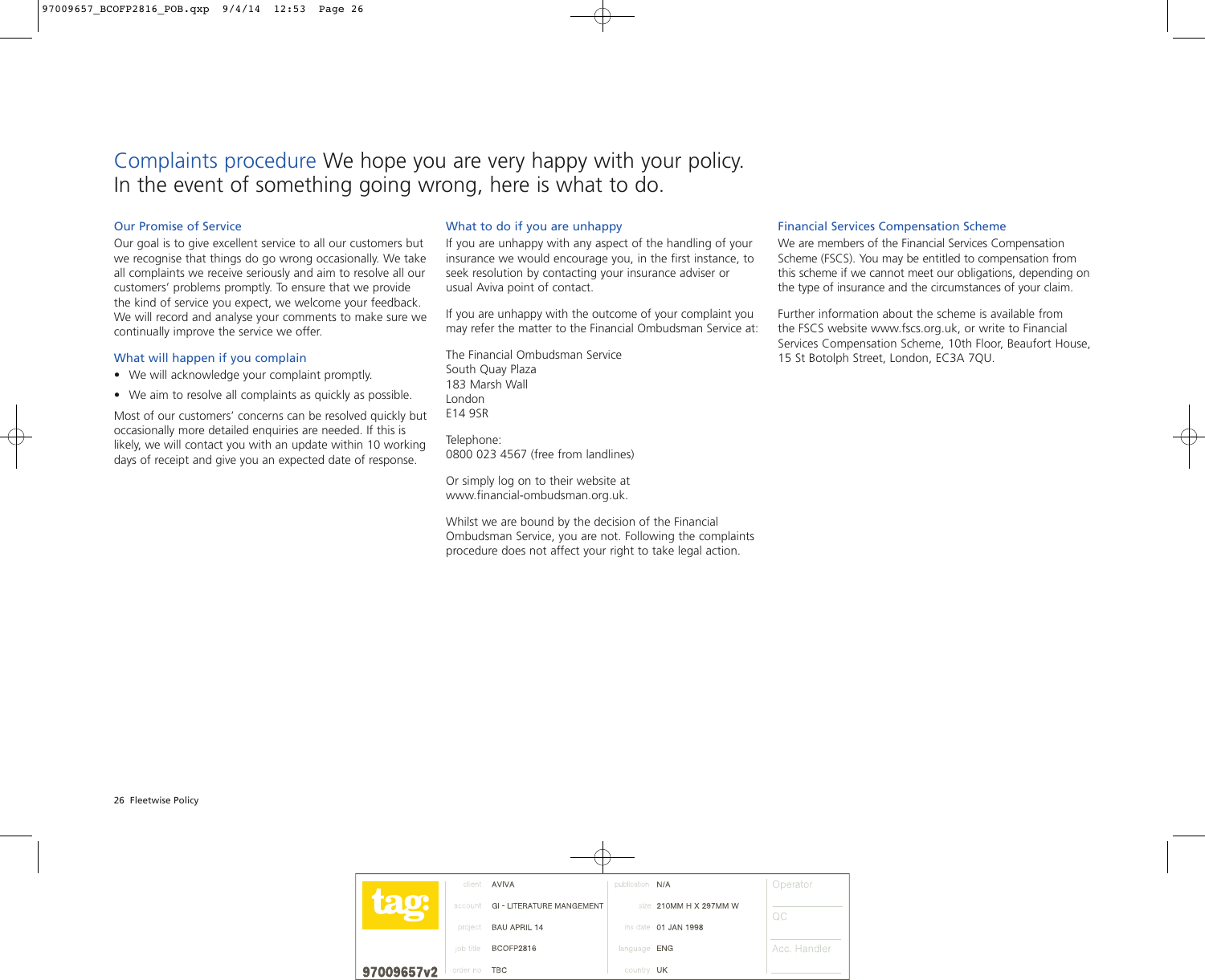# Complaints procedure We hope you are very happy with your policy. In the event of something going wrong, here is what to do.

### Our Promise of Service

Our goal is to give excellent service to all our customers but we recognise that things do go wrong occasionally. We take all complaints we receive seriously and aim to resolve all our customers' problems promptly. To ensure that we provide the kind of service you expect, we welcome your feedback. We will record and analyse your comments to make sure we continually improve the service we offer.

### What will happen if you complain

- We will acknowledge your complaint promptly.
- We aim to resolve all complaints as quickly as possible.

Most of our customers' concerns can be resolved quickly but occasionally more detailed enquiries are needed. If this is likely, we will contact you with an update within 10 working days of receipt and give you an expected date of response.

### What to do if you are unhappy

If you are unhappy with any aspect of the handling of your insurance we would encourage you, in the first instance, to seek resolution by contacting your insurance adviser or usual Aviva point of contact.

If you are unhappy with the outcome of your complaint you may refer the matter to the Financial Ombudsman Service at:

The Financial Ombudsman Service
South Quay Plaza
183 Marsh Wall
London
E14 9SR

Telephone:
0800 023 4567 (free from landlines)

Or simply log on to their website at www.financial-ombudsman.org.uk.

Whilst we are bound by the decision of the Financial Ombudsman Service, you are not. Following the complaints procedure does not affect your right to take legal action.

### Financial Services Compensation Scheme

We are members of the Financial Services Compensation Scheme (FSCS). You may be entitled to compensation from this scheme if we cannot meet our obligations, depending on the type of insurance and the circumstances of your claim.

Further information about the scheme is available from the FSCS website www.fscs.org.uk, or write to Financial Services Compensation Scheme, 10th Floor, Beaufort House, 15 St Botolph Street, London, EC3A 7QU.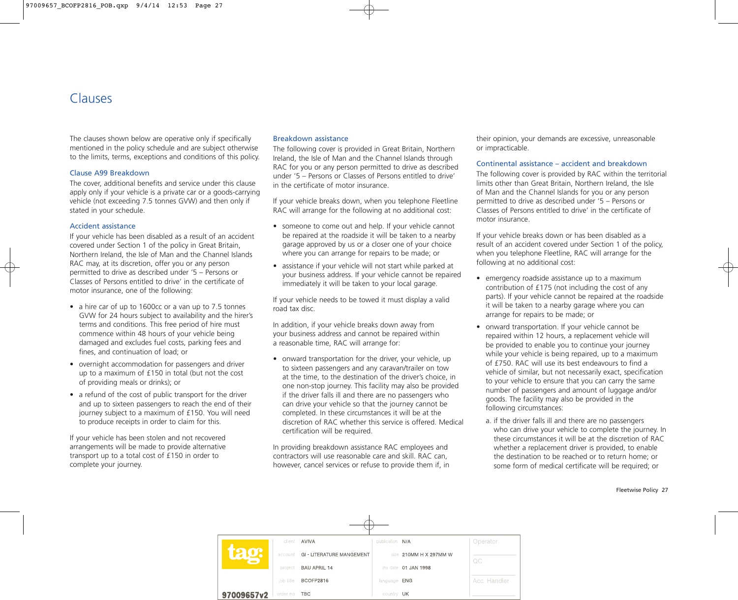# Clauses

The clauses shown below are operative only if specifically mentioned in the policy schedule and are subject otherwise to the limits, terms, exceptions and conditions of this policy.

## Clause A99 Breakdown

The cover, additional benefits and service under this clause apply only if your vehicle is a private car or a goods-carrying vehicle (not exceeding 7.5 tonnes GVW) and then only if stated in your schedule.

### Accident assistance

If your vehicle has been disabled as a result of an accident covered under Section 1 of the policy in Great Britain, Northern Ireland, the Isle of Man and the Channel Islands RAC may, at its discretion, offer you or any person permitted to drive as described under '5 – Persons or Classes of Persons entitled to drive' in the certificate of motor insurance, one of the following:

- a hire car of up to 1600cc or a van up to 7.5 tonnes GVW for 24 hours subject to availability and the hirer's terms and conditions. This free period of hire must commence within 48 hours of your vehicle being damaged and excludes fuel costs, parking fees and fines, and continuation of load; or
- overnight accommodation for passengers and driver up to a maximum of £150 in total (but not the cost of providing meals or drinks); or
- a refund of the cost of public transport for the driver and up to sixteen passengers to reach the end of their journey subject to a maximum of £150. You will need to produce receipts in order to claim for this.

If your vehicle has been stolen and not recovered arrangements will be made to provide alternative transport up to a total cost of £150 in order to complete your journey.

### Breakdown assistance

The following cover is provided in Great Britain, Northern Ireland, the Isle of Man and the Channel Islands through RAC for you or any person permitted to drive as described under '5 – Persons or Classes of Persons entitled to drive' in the certificate of motor insurance.

If your vehicle breaks down, when you telephone Fleetline RAC will arrange for the following at no additional cost:

- someone to come out and help. If your vehicle cannot be repaired at the roadside it will be taken to a nearby garage approved by us or a closer one of your choice where you can arrange for repairs to be made; or
- assistance if your vehicle will not start while parked at your business address. If your vehicle cannot be repaired immediately it will be taken to your local garage.

If your vehicle needs to be towed it must display a valid road tax disc.

In addition, if your vehicle breaks down away from your business address and cannot be repaired within a reasonable time, RAC will arrange for:

- onward transportation for the driver, your vehicle, up to sixteen passengers and any caravan/trailer on tow at the time, to the destination of the driver's choice, in one non-stop journey. This facility may also be provided if the driver falls ill and there are no passengers who can drive your vehicle so that the journey cannot be completed. In these circumstances it will be at the discretion of RAC whether this service is offered. Medical certification will be required.

In providing breakdown assistance RAC employees and contractors will use reasonable care and skill. RAC can, however, cancel services or refuse to provide them if, in their opinion, your demands are excessive, unreasonable or impracticable.

### Continental assistance – accident and breakdown

The following cover is provided by RAC within the territorial limits other than Great Britain, Northern Ireland, the Isle of Man and the Channel Islands for you or any person permitted to drive as described under '5 – Persons or Classes of Persons entitled to drive' in the certificate of motor insurance.

If your vehicle breaks down or has been disabled as a result of an accident covered under Section 1 of the policy, when you telephone Fleetline, RAC will arrange for the following at no additional cost:

- emergency roadside assistance up to a maximum contribution of £175 (not including the cost of any parts). If your vehicle cannot be repaired at the roadside it will be taken to a nearby garage where you can arrange for repairs to be made; or
- onward transportation. If your vehicle cannot be repaired within 12 hours, a replacement vehicle will be provided to enable you to continue your journey while your vehicle is being repaired, up to a maximum of £750. RAC will use its best endeavours to find a vehicle of similar, but not necessarily exact, specification to your vehicle to ensure that you can carry the same number of passengers and amount of luggage and/or goods. The facility may also be provided in the following circumstances:

  a. if the driver falls ill and there are no passengers who can drive your vehicle to complete the journey. In these circumstances it will be at the discretion of RAC whether a replacement driver is provided, to enable the destination to be reached or to return home; or some form of medical certificate will be required; or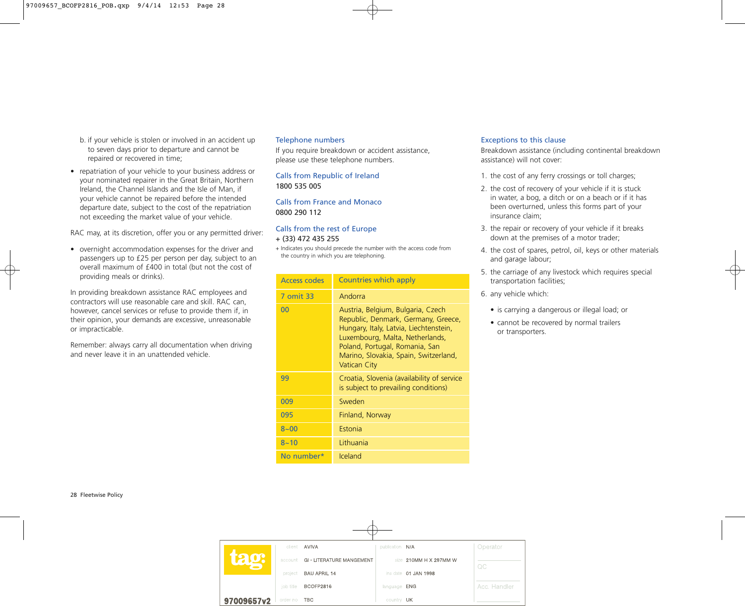b. if your vehicle is stolen or involved in an accident up to seven days prior to departure and cannot be repaired or recovered in time;

- repatriation of your vehicle to your business address or your nominated repairer in the Great Britain, Northern Ireland, the Channel Islands and the Isle of Man, if your vehicle cannot be repaired before the intended departure date, subject to the cost of the repatriation not exceeding the market value of your vehicle.

RAC may, at its discretion, offer you or any permitted driver:

- overnight accommodation expenses for the driver and passengers up to £25 per person per day, subject to an overall maximum of £400 in total (but not the cost of providing meals or drinks).

In providing breakdown assistance RAC employees and contractors will use reasonable care and skill. RAC can, however, cancel services or refuse to provide them if, in their opinion, your demands are excessive, unreasonable or impracticable.

Remember: always carry all documentation when driving and never leave it in an unattended vehicle.

### Telephone numbers

If you require breakdown or accident assistance, please use these telephone numbers.

**Calls from Republic of Ireland**
1800 535 005

**Calls from France and Monaco**
0800 290 112

**Calls from the rest of Europe**
+ (33) 472 435 255

+ Indicates you should precede the number with the access code from the country in which you are telephoning.

| Access codes | Countries which apply |
|---|---|
| 7 omit 33 | Andorra |
| 00 | Austria, Belgium, Bulgaria, Czech Republic, Denmark, Germany, Greece, Hungary, Italy, Latvia, Liechtenstein, Luxembourg, Malta, Netherlands, Poland, Portugal, Romania, San Marino, Slovakia, Spain, Switzerland, Vatican City |
| 99 | Croatia, Slovenia (availability of service is subject to prevailing conditions) |
| 009 | Sweden |
| 095 | Finland, Norway |
| 8~00 | Estonia |
| 8~10 | Lithuania |
| No number* | Iceland |

### Exceptions to this clause

Breakdown assistance (including continental breakdown assistance) will not cover:

1. the cost of any ferry crossings or toll charges;
2. the cost of recovery of your vehicle if it is stuck in water, a bog, a ditch or on a beach or if it has been overturned, unless this forms part of your insurance claim;
3. the repair or recovery of your vehicle if it breaks down at the premises of a motor trader;
4. the cost of spares, petrol, oil, keys or other materials and garage labour;
5. the carriage of any livestock which requires special transportation facilities;
6. any vehicle which:
   - is carrying a dangerous or illegal load; or
   - cannot be recovered by normal trailers or transporters.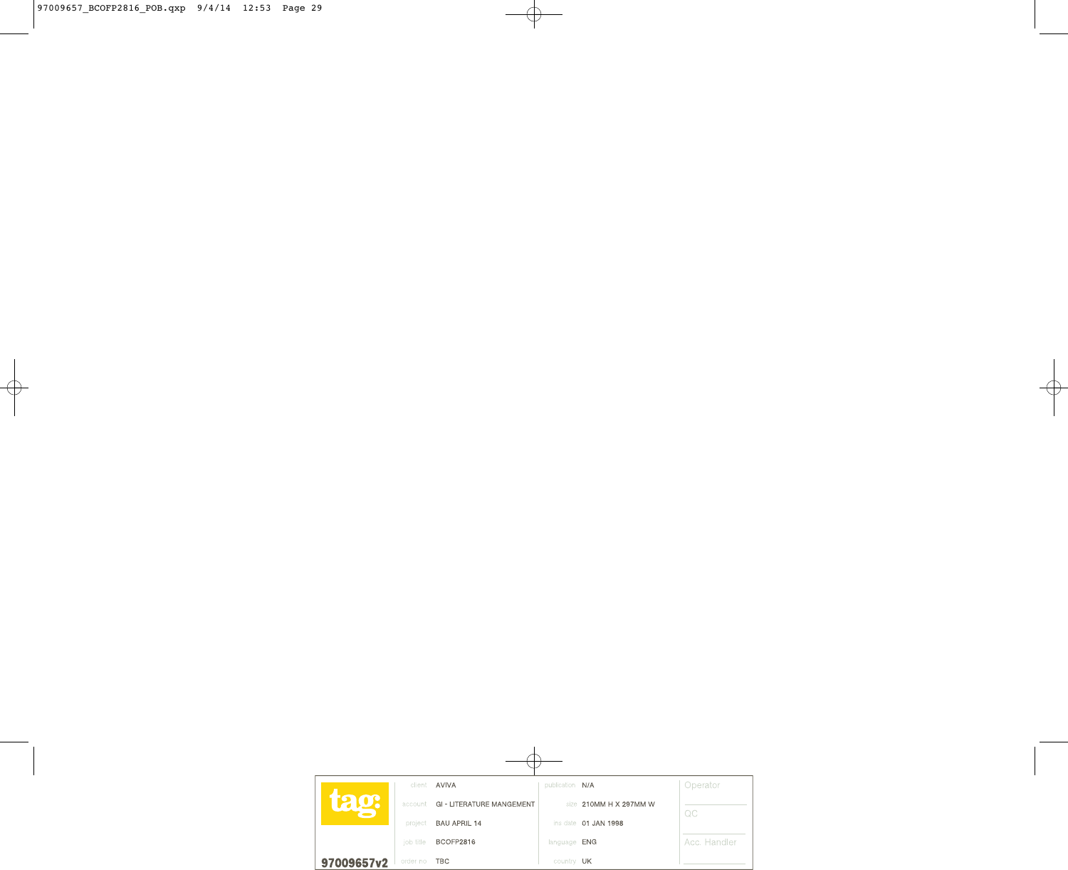| | | | | |
|---|---|---|---|---|
| client | AVIVA | publication | N/A | Operator |
| account | GI - LITERATURE MANGEMENT | size | 210MM H X 297MM W | QC |
| project | BAU APRIL 14 | ins date | 01 JAN 1998 | Acc. Handler |
| job title | BCOFP2816 | language | ENG | |
| order no | TBC | country | UK | |

tag:

97009657v2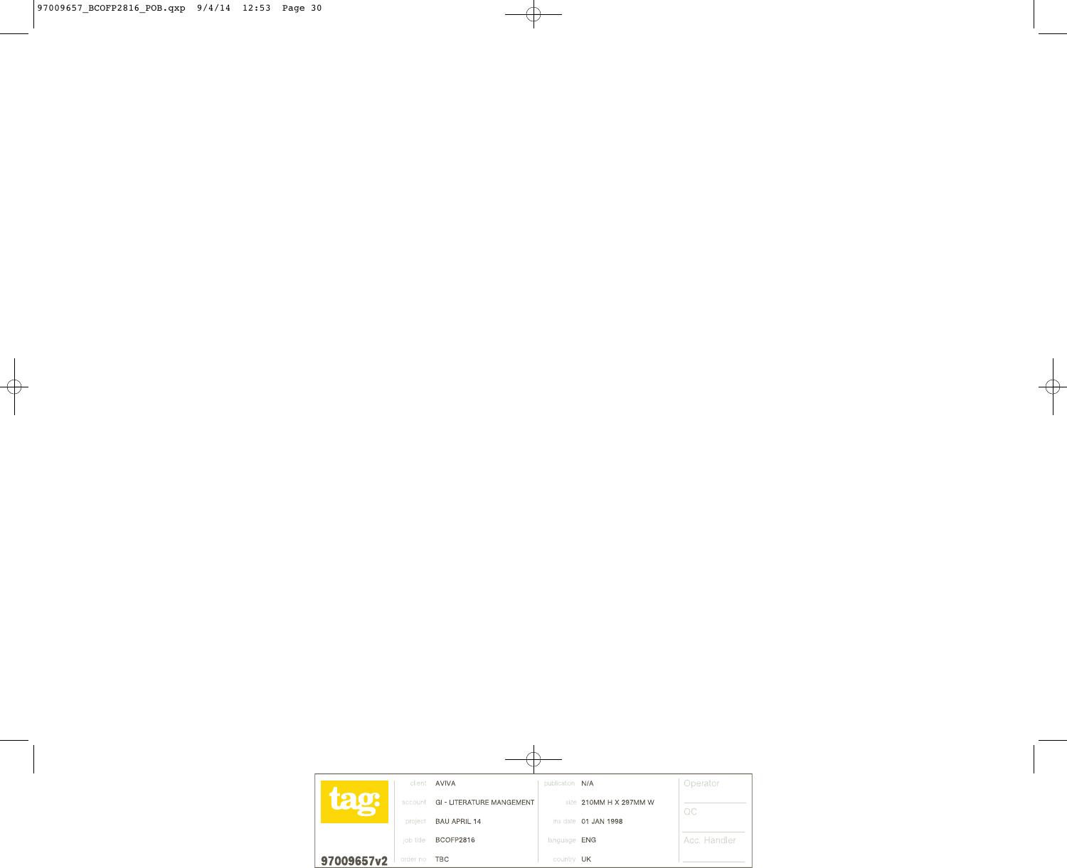tag:

97009657v2

| | | | |
|---|---|---|---|
| client | AVIVA | publication | N/A |
| account | GI - LITERATURE MANGEMENT | size | 210MM H X 297MM W |
| project | BAU APRIL 14 | ins date | 01 JAN 1998 |
| job title | BCOFP2816 | language | ENG |
| order no | TBC | country | UK |

Operator

QC

Acc. Handler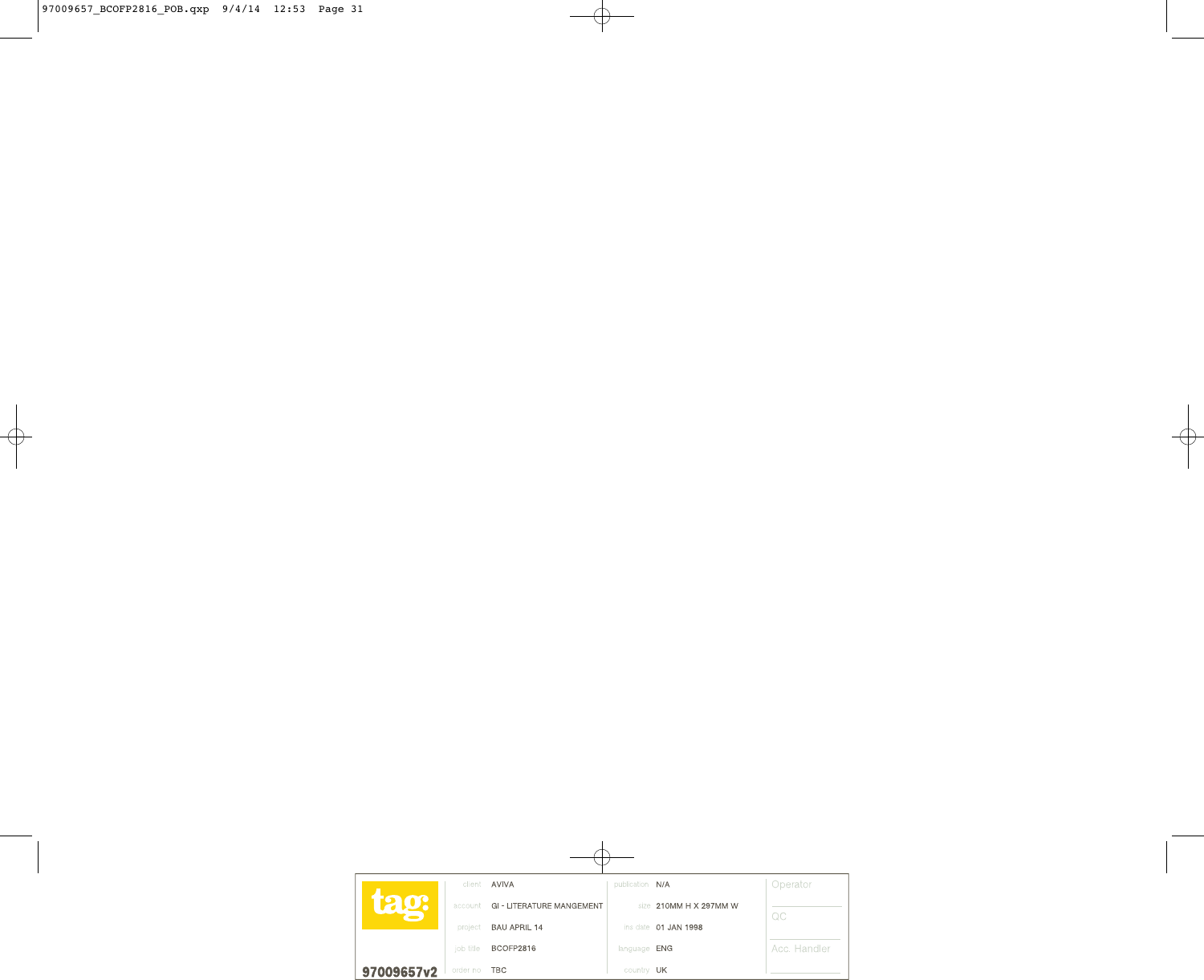| | | | | | |
|---|---|---|---|---|---|
| tag: | client | AVIVA | publication | N/A | Operator |
| | account | GI - LITERATURE MANGEMENT | size | 210MM H X 297MM W | QC |
| | project | BAU APRIL 14 | ins date | 01 JAN 1998 | |
| | job title | BCOFP2816 | language | ENG | Acc. Handler |
| 97009657v2 | order no | TBC | country | UK | |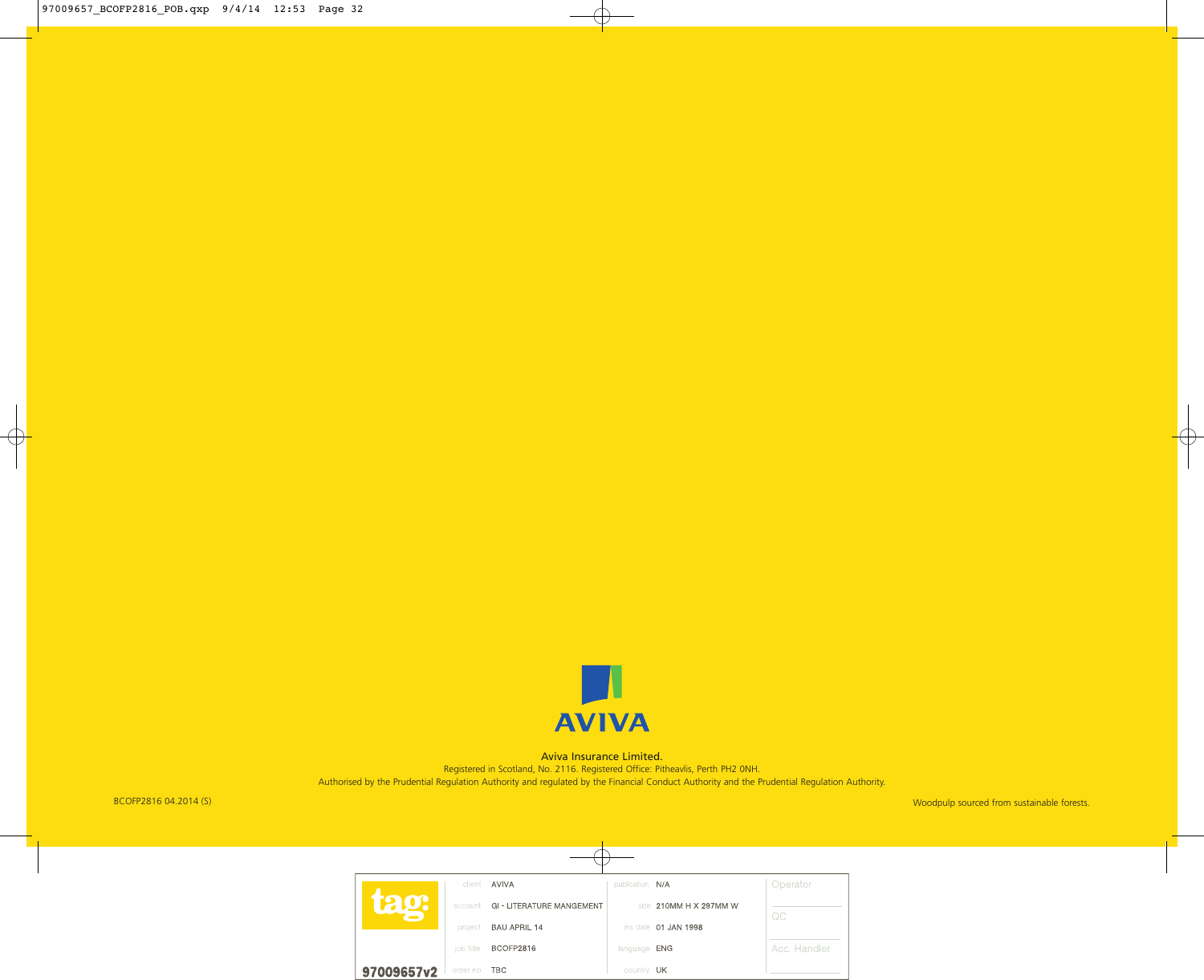AVIVA

Aviva Insurance Limited.
Registered in Scotland, No. 2116. Registered Office: Pitheavlis, Perth PH2 0NH.
Authorised by the Prudential Regulation Authority and regulated by the Financial Conduct Authority and the Prudential Regulation Authority.

BCOFP2816 04.2014 (S)

Woodpulp sourced from sustainable forests.